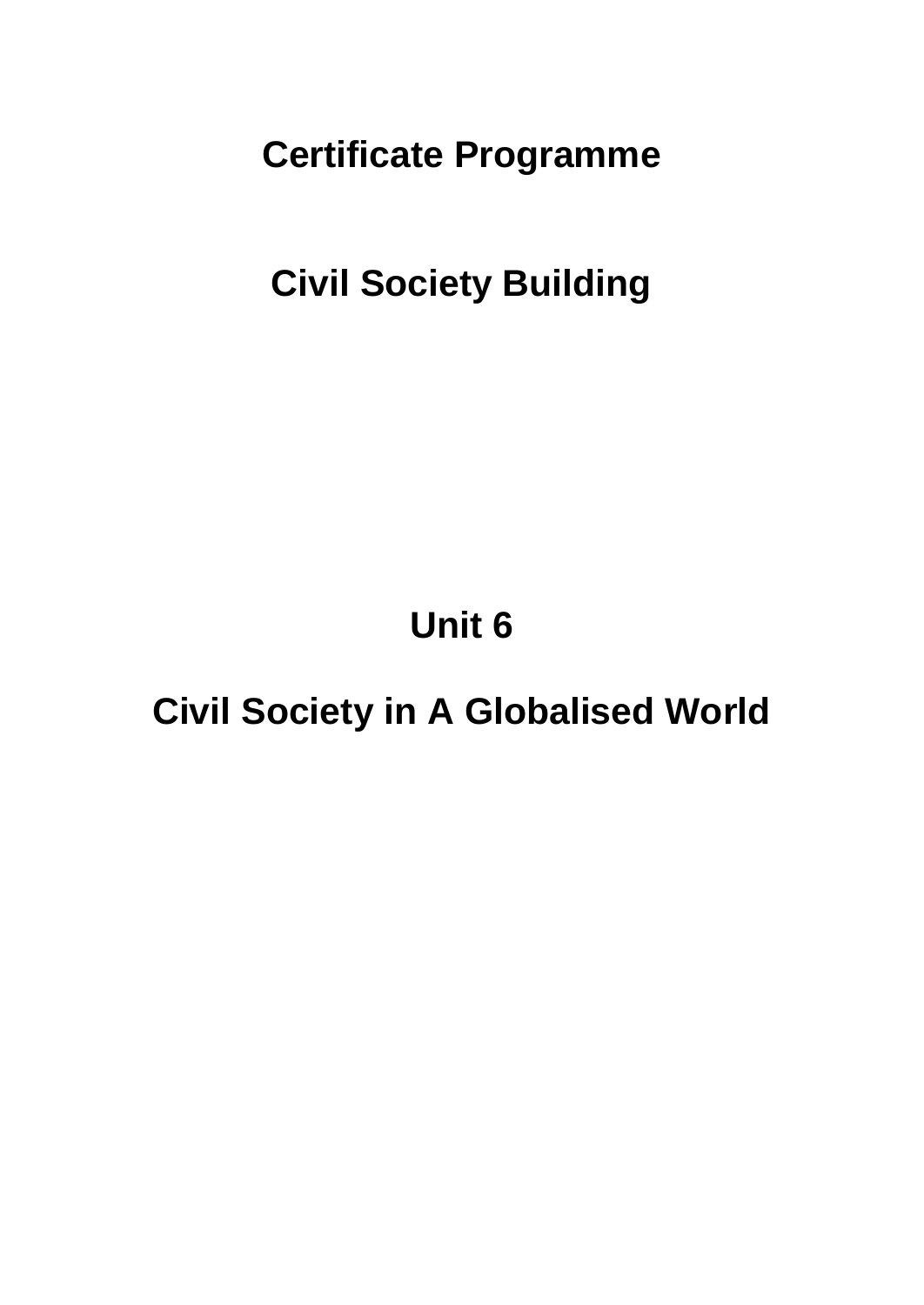# Certificate Programme

# Civil Society Building

## Unit 6

## Civil Society in A Globalised World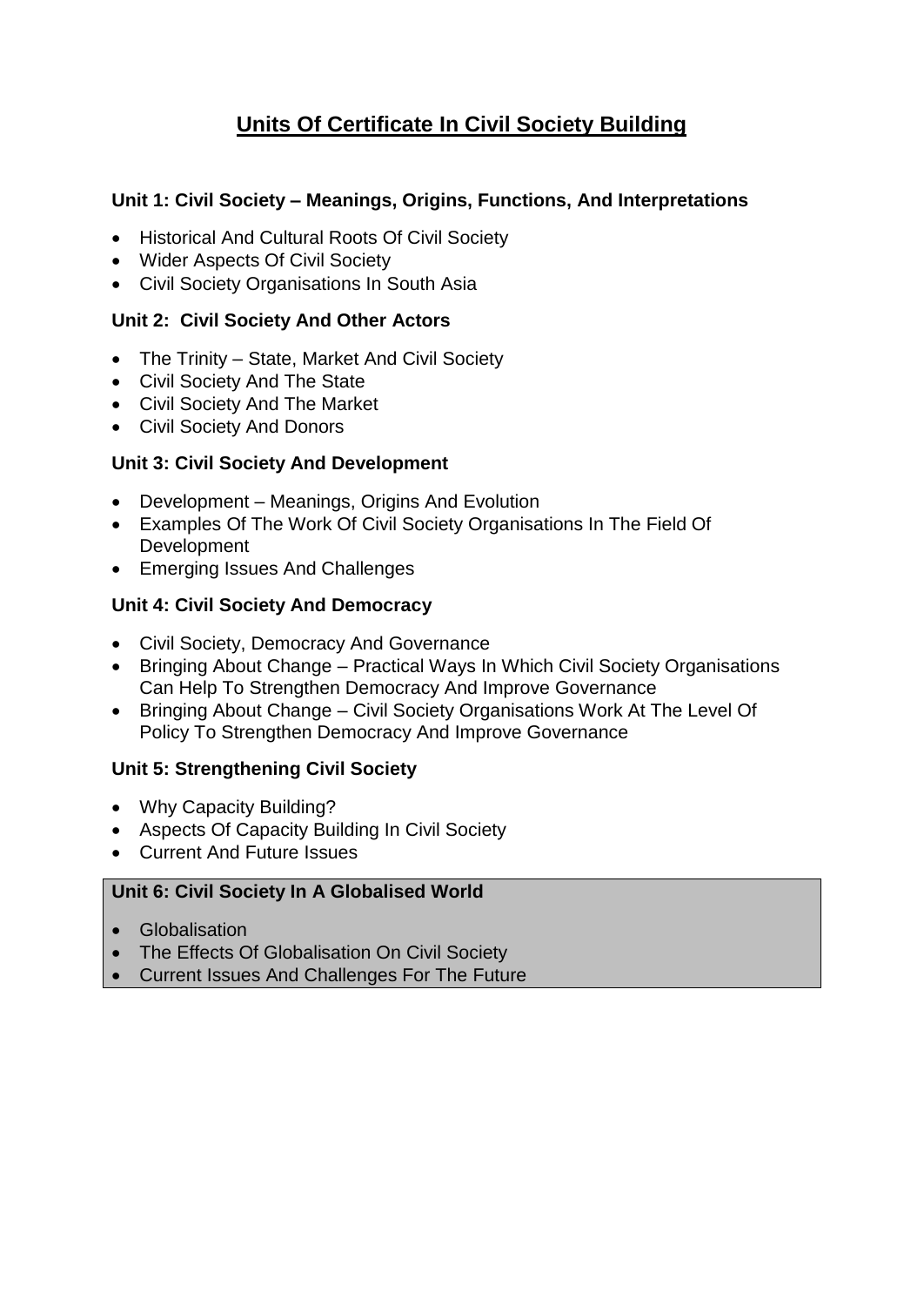# Units Of Certificate In Civil Society Building

### Unit 1: Civil Society – Meanings, Origins, Functions, And Interpretations

- Historical And Cultural Roots Of Civil Society
- Wider Aspects Of Civil Society
- Civil Society Organisations In South Asia

### Unit 2: Civil Society And Other Actors

- The Trinity – State, Market And Civil Society
- Civil Society And The State
- Civil Society And The Market
- Civil Society And Donors

### Unit 3: Civil Society And Development

- Development – Meanings, Origins And Evolution
- Examples Of The Work Of Civil Society Organisations In The Field Of Development
- Emerging Issues And Challenges

### Unit 4: Civil Society And Democracy

- Civil Society, Democracy And Governance
- Bringing About Change – Practical Ways In Which Civil Society Organisations Can Help To Strengthen Democracy And Improve Governance
- Bringing About Change – Civil Society Organisations Work At The Level Of Policy To Strengthen Democracy And Improve Governance

### Unit 5: Strengthening Civil Society

- Why Capacity Building?
- Aspects Of Capacity Building In Civil Society
- Current And Future Issues

### Unit 6: Civil Society In A Globalised World

- Globalisation
- The Effects Of Globalisation On Civil Society
- Current Issues And Challenges For The Future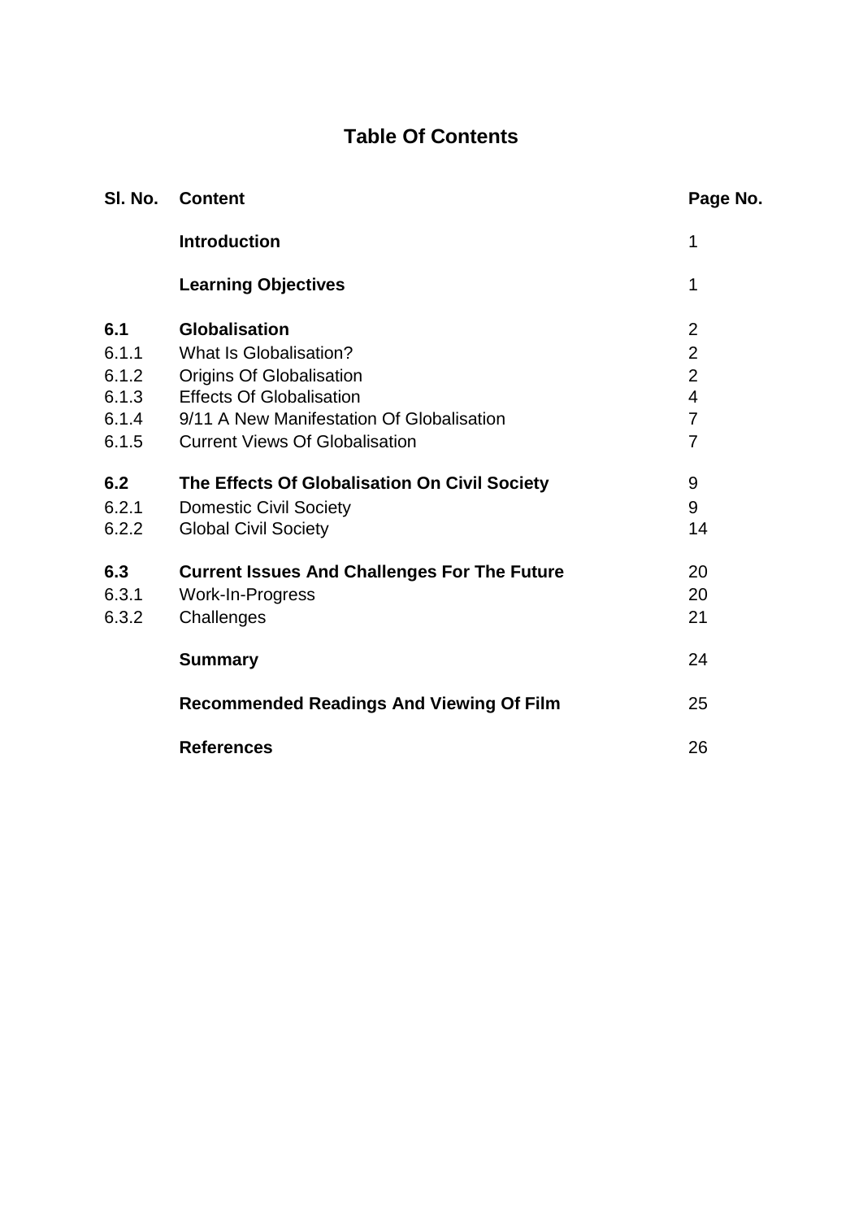# Table Of Contents

| Sl. No. | Content | Page No. |
|---|---|---|
| | **Introduction** | 1 |
| | **Learning Objectives** | 1 |
| **6.1** | **Globalisation** | 2 |
| 6.1.1 | What Is Globalisation? | 2 |
| 6.1.2 | Origins Of Globalisation | 2 |
| 6.1.3 | Effects Of Globalisation | 4 |
| 6.1.4 | 9/11 A New Manifestation Of Globalisation | 7 |
| 6.1.5 | Current Views Of Globalisation | 7 |
| **6.2** | **The Effects Of Globalisation On Civil Society** | 9 |
| 6.2.1 | Domestic Civil Society | 9 |
| 6.2.2 | Global Civil Society | 14 |
| **6.3** | **Current Issues And Challenges For The Future** | 20 |
| 6.3.1 | Work-In-Progress | 20 |
| 6.3.2 | Challenges | 21 |
| | **Summary** | 24 |
| | **Recommended Readings And Viewing Of Film** | 25 |
| | **References** | 26 |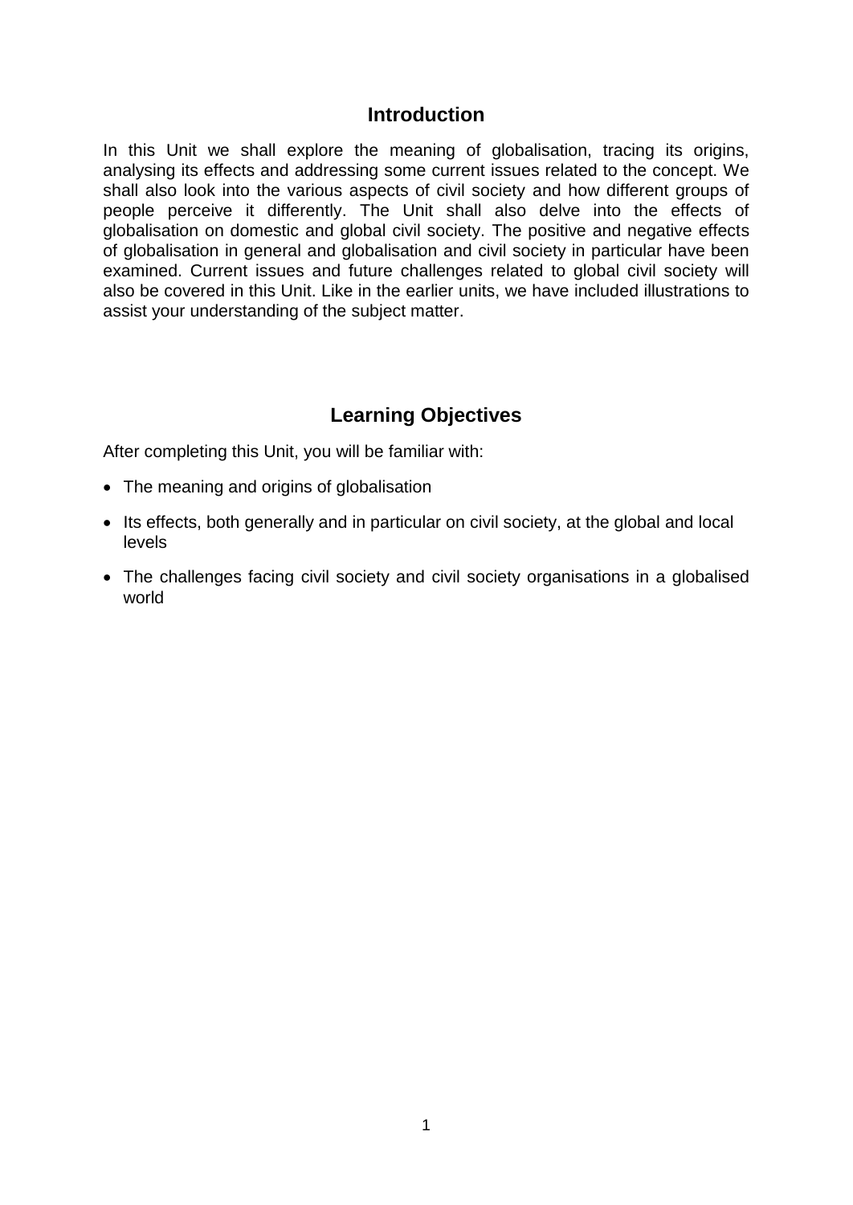## Introduction

In this Unit we shall explore the meaning of globalisation, tracing its origins, analysing its effects and addressing some current issues related to the concept. We shall also look into the various aspects of civil society and how different groups of people perceive it differently. The Unit shall also delve into the effects of globalisation on domestic and global civil society. The positive and negative effects of globalisation in general and globalisation and civil society in particular have been examined. Current issues and future challenges related to global civil society will also be covered in this Unit. Like in the earlier units, we have included illustrations to assist your understanding of the subject matter.

## Learning Objectives

After completing this Unit, you will be familiar with:

- The meaning and origins of globalisation
- Its effects, both generally and in particular on civil society, at the global and local levels
- The challenges facing civil society and civil society organisations in a globalised world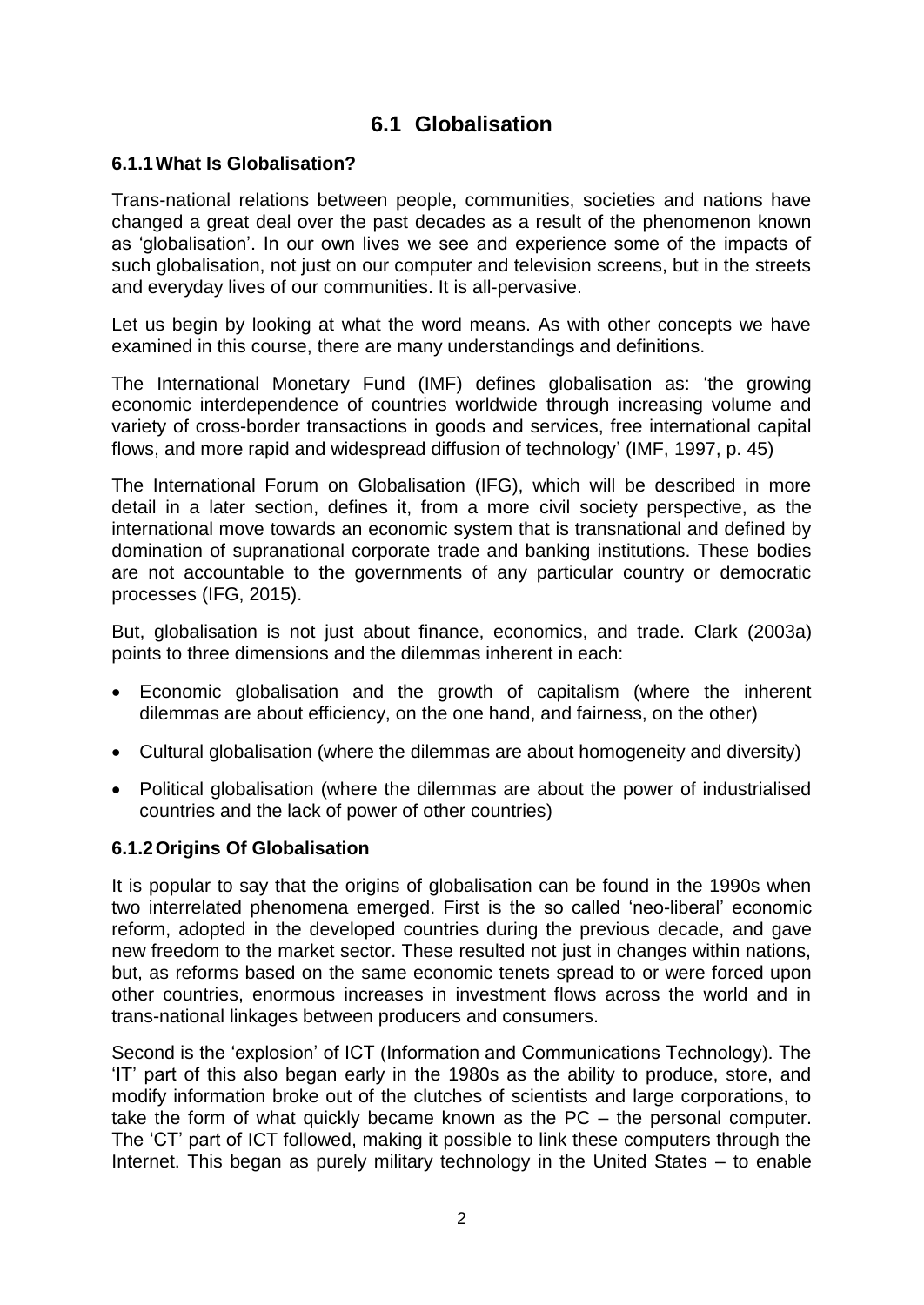## 6.1 Globalisation

### 6.1.1 What Is Globalisation?

Trans-national relations between people, communities, societies and nations have changed a great deal over the past decades as a result of the phenomenon known as 'globalisation'. In our own lives we see and experience some of the impacts of such globalisation, not just on our computer and television screens, but in the streets and everyday lives of our communities. It is all-pervasive.

Let us begin by looking at what the word means. As with other concepts we have examined in this course, there are many understandings and definitions.

The International Monetary Fund (IMF) defines globalisation as: 'the growing economic interdependence of countries worldwide through increasing volume and variety of cross-border transactions in goods and services, free international capital flows, and more rapid and widespread diffusion of technology' (IMF, 1997, p. 45)

The International Forum on Globalisation (IFG), which will be described in more detail in a later section, defines it, from a more civil society perspective, as the international move towards an economic system that is transnational and defined by domination of supranational corporate trade and banking institutions. These bodies are not accountable to the governments of any particular country or democratic processes (IFG, 2015).

But, globalisation is not just about finance, economics, and trade. Clark (2003a) points to three dimensions and the dilemmas inherent in each:

- Economic globalisation and the growth of capitalism (where the inherent dilemmas are about efficiency, on the one hand, and fairness, on the other)
- Cultural globalisation (where the dilemmas are about homogeneity and diversity)
- Political globalisation (where the dilemmas are about the power of industrialised countries and the lack of power of other countries)

### 6.1.2 Origins Of Globalisation

It is popular to say that the origins of globalisation can be found in the 1990s when two interrelated phenomena emerged. First is the so called 'neo-liberal' economic reform, adopted in the developed countries during the previous decade, and gave new freedom to the market sector. These resulted not just in changes within nations, but, as reforms based on the same economic tenets spread to or were forced upon other countries, enormous increases in investment flows across the world and in trans-national linkages between producers and consumers.

Second is the 'explosion' of ICT (Information and Communications Technology). The 'IT' part of this also began early in the 1980s as the ability to produce, store, and modify information broke out of the clutches of scientists and large corporations, to take the form of what quickly became known as the PC – the personal computer. The 'CT' part of ICT followed, making it possible to link these computers through the Internet. This began as purely military technology in the United States – to enable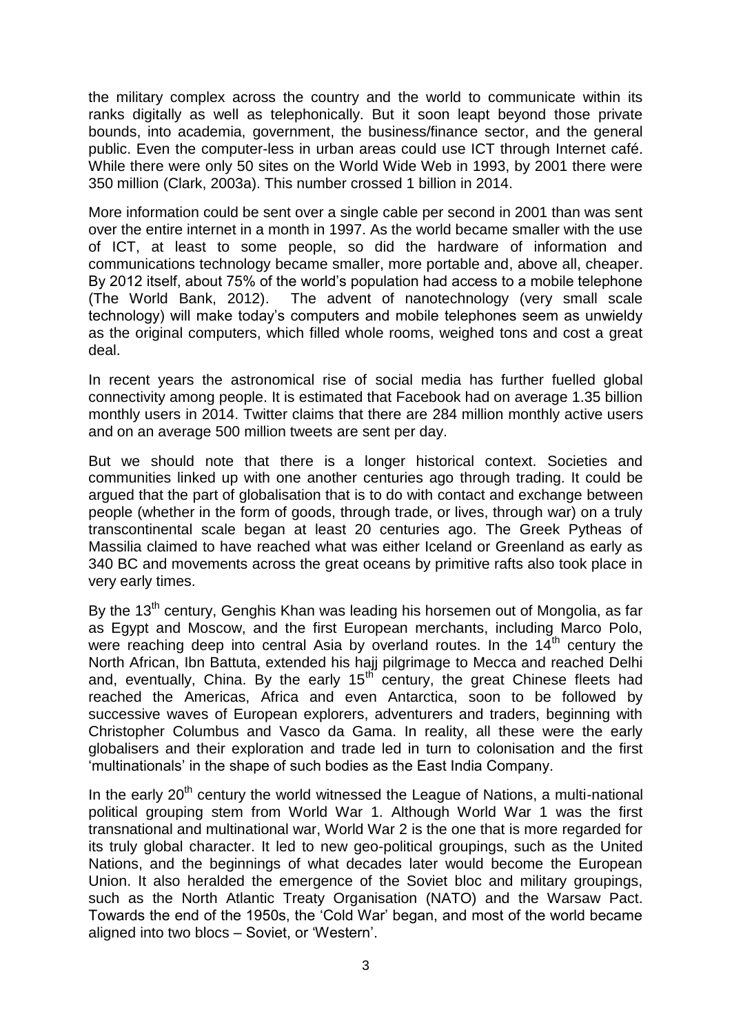the military complex across the country and the world to communicate within its ranks digitally as well as telephonically. But it soon leapt beyond those private bounds, into academia, government, the business/finance sector, and the general public. Even the computer-less in urban areas could use ICT through Internet café. While there were only 50 sites on the World Wide Web in 1993, by 2001 there were 350 million (Clark, 2003a). This number crossed 1 billion in 2014.

More information could be sent over a single cable per second in 2001 than was sent over the entire internet in a month in 1997. As the world became smaller with the use of ICT, at least to some people, so did the hardware of information and communications technology became smaller, more portable and, above all, cheaper. By 2012 itself, about 75% of the world's population had access to a mobile telephone (The World Bank, 2012). The advent of nanotechnology (very small scale technology) will make today's computers and mobile telephones seem as unwieldy as the original computers, which filled whole rooms, weighed tons and cost a great deal.

In recent years the astronomical rise of social media has further fuelled global connectivity among people. It is estimated that Facebook had on average 1.35 billion monthly users in 2014. Twitter claims that there are 284 million monthly active users and on an average 500 million tweets are sent per day.

But we should note that there is a longer historical context. Societies and communities linked up with one another centuries ago through trading. It could be argued that the part of globalisation that is to do with contact and exchange between people (whether in the form of goods, through trade, or lives, through war) on a truly transcontinental scale began at least 20 centuries ago. The Greek Pytheas of Massilia claimed to have reached what was either Iceland or Greenland as early as 340 BC and movements across the great oceans by primitive rafts also took place in very early times.

By the 13th century, Genghis Khan was leading his horsemen out of Mongolia, as far as Egypt and Moscow, and the first European merchants, including Marco Polo, were reaching deep into central Asia by overland routes. In the 14th century the North African, Ibn Battuta, extended his hajj pilgrimage to Mecca and reached Delhi and, eventually, China. By the early 15th century, the great Chinese fleets had reached the Americas, Africa and even Antarctica, soon to be followed by successive waves of European explorers, adventurers and traders, beginning with Christopher Columbus and Vasco da Gama. In reality, all these were the early globalisers and their exploration and trade led in turn to colonisation and the first 'multinationals' in the shape of such bodies as the East India Company.

In the early 20th century the world witnessed the League of Nations, a multi-national political grouping stem from World War 1. Although World War 1 was the first transnational and multinational war, World War 2 is the one that is more regarded for its truly global character. It led to new geo-political groupings, such as the United Nations, and the beginnings of what decades later would become the European Union. It also heralded the emergence of the Soviet bloc and military groupings, such as the North Atlantic Treaty Organisation (NATO) and the Warsaw Pact. Towards the end of the 1950s, the 'Cold War' began, and most of the world became aligned into two blocs – Soviet, or 'Western'.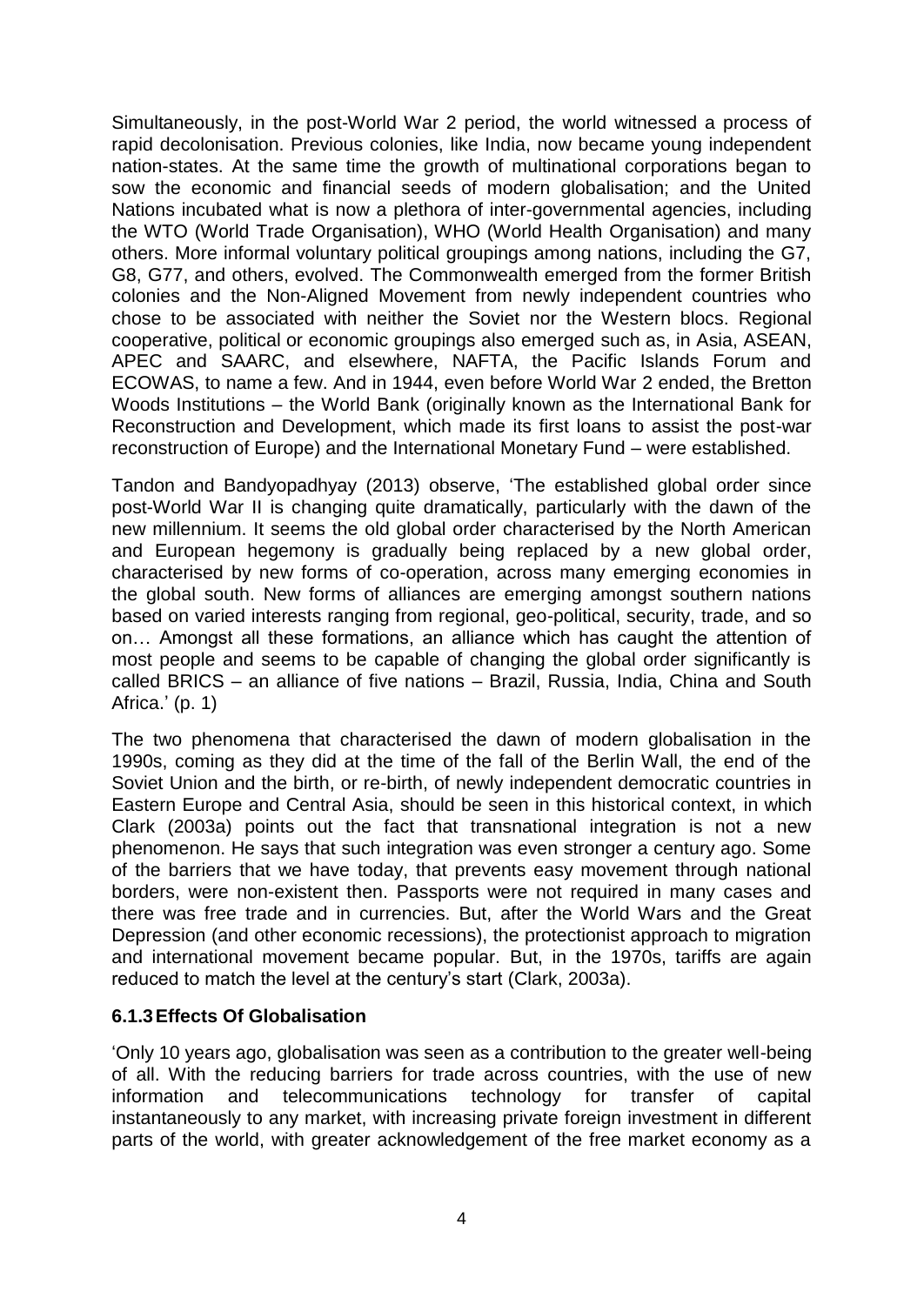Simultaneously, in the post-World War 2 period, the world witnessed a process of rapid decolonisation. Previous colonies, like India, now became young independent nation-states. At the same time the growth of multinational corporations began to sow the economic and financial seeds of modern globalisation; and the United Nations incubated what is now a plethora of inter-governmental agencies, including the WTO (World Trade Organisation), WHO (World Health Organisation) and many others. More informal voluntary political groupings among nations, including the G7, G8, G77, and others, evolved. The Commonwealth emerged from the former British colonies and the Non-Aligned Movement from newly independent countries who chose to be associated with neither the Soviet nor the Western blocs. Regional cooperative, political or economic groupings also emerged such as, in Asia, ASEAN, APEC and SAARC, and elsewhere, NAFTA, the Pacific Islands Forum and ECOWAS, to name a few. And in 1944, even before World War 2 ended, the Bretton Woods Institutions – the World Bank (originally known as the International Bank for Reconstruction and Development, which made its first loans to assist the post-war reconstruction of Europe) and the International Monetary Fund – were established.

Tandon and Bandyopadhyay (2013) observe, 'The established global order since post-World War II is changing quite dramatically, particularly with the dawn of the new millennium. It seems the old global order characterised by the North American and European hegemony is gradually being replaced by a new global order, characterised by new forms of co-operation, across many emerging economies in the global south. New forms of alliances are emerging amongst southern nations based on varied interests ranging from regional, geo-political, security, trade, and so on… Amongst all these formations, an alliance which has caught the attention of most people and seems to be capable of changing the global order significantly is called BRICS – an alliance of five nations – Brazil, Russia, India, China and South Africa.' (p. 1)

The two phenomena that characterised the dawn of modern globalisation in the 1990s, coming as they did at the time of the fall of the Berlin Wall, the end of the Soviet Union and the birth, or re-birth, of newly independent democratic countries in Eastern Europe and Central Asia, should be seen in this historical context, in which Clark (2003a) points out the fact that transnational integration is not a new phenomenon. He says that such integration was even stronger a century ago. Some of the barriers that we have today, that prevents easy movement through national borders, were non-existent then. Passports were not required in many cases and there was free trade and in currencies. But, after the World Wars and the Great Depression (and other economic recessions), the protectionist approach to migration and international movement became popular. But, in the 1970s, tariffs are again reduced to match the level at the century's start (Clark, 2003a).

### 6.1.3 Effects Of Globalisation

'Only 10 years ago, globalisation was seen as a contribution to the greater well-being of all. With the reducing barriers for trade across countries, with the use of new information and telecommunications technology for transfer of capital instantaneously to any market, with increasing private foreign investment in different parts of the world, with greater acknowledgement of the free market economy as a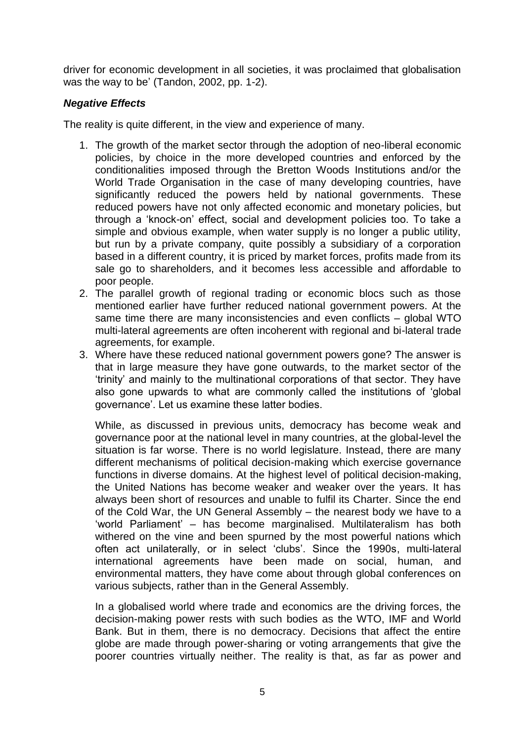driver for economic development in all societies, it was proclaimed that globalisation was the way to be' (Tandon, 2002, pp. 1-2).

### *Negative Effects*

The reality is quite different, in the view and experience of many.

1. The growth of the market sector through the adoption of neo-liberal economic policies, by choice in the more developed countries and enforced by the conditionalities imposed through the Bretton Woods Institutions and/or the World Trade Organisation in the case of many developing countries, have significantly reduced the powers held by national governments. These reduced powers have not only affected economic and monetary policies, but through a 'knock-on' effect, social and development policies too. To take a simple and obvious example, when water supply is no longer a public utility, but run by a private company, quite possibly a subsidiary of a corporation based in a different country, it is priced by market forces, profits made from its sale go to shareholders, and it becomes less accessible and affordable to poor people.
2. The parallel growth of regional trading or economic blocs such as those mentioned earlier have further reduced national government powers. At the same time there are many inconsistencies and even conflicts – global WTO multi-lateral agreements are often incoherent with regional and bi-lateral trade agreements, for example.
3. Where have these reduced national government powers gone? The answer is that in large measure they have gone outwards, to the market sector of the 'trinity' and mainly to the multinational corporations of that sector. They have also gone upwards to what are commonly called the institutions of 'global governance'. Let us examine these latter bodies.

   While, as discussed in previous units, democracy has become weak and governance poor at the national level in many countries, at the global-level the situation is far worse. There is no world legislature. Instead, there are many different mechanisms of political decision-making which exercise governance functions in diverse domains. At the highest level of political decision-making, the United Nations has become weaker and weaker over the years. It has always been short of resources and unable to fulfil its Charter. Since the end of the Cold War, the UN General Assembly – the nearest body we have to a 'world Parliament' – has become marginalised. Multilateralism has both withered on the vine and been spurned by the most powerful nations which often act unilaterally, or in select 'clubs'. Since the 1990s, multi-lateral international agreements have been made on social, human, and environmental matters, they have come about through global conferences on various subjects, rather than in the General Assembly.

   In a globalised world where trade and economics are the driving forces, the decision-making power rests with such bodies as the WTO, IMF and World Bank. But in them, there is no democracy. Decisions that affect the entire globe are made through power-sharing or voting arrangements that give the poorer countries virtually neither. The reality is that, as far as power and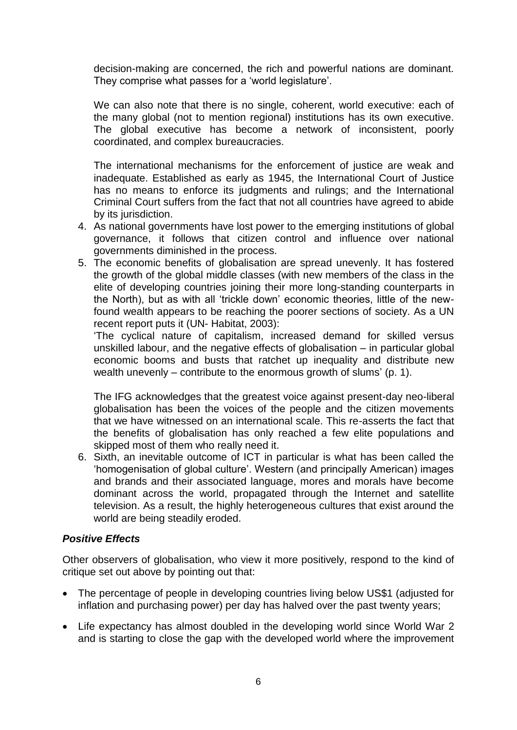decision-making are concerned, the rich and powerful nations are dominant. They comprise what passes for a 'world legislature'.

We can also note that there is no single, coherent, world executive: each of the many global (not to mention regional) institutions has its own executive. The global executive has become a network of inconsistent, poorly coordinated, and complex bureaucracies.

The international mechanisms for the enforcement of justice are weak and inadequate. Established as early as 1945, the International Court of Justice has no means to enforce its judgments and rulings; and the International Criminal Court suffers from the fact that not all countries have agreed to abide by its jurisdiction.

4. As national governments have lost power to the emerging institutions of global governance, it follows that citizen control and influence over national governments diminished in the process.
5. The economic benefits of globalisation are spread unevenly. It has fostered the growth of the global middle classes (with new members of the class in the elite of developing countries joining their more long-standing counterparts in the North), but as with all 'trickle down' economic theories, little of the new-found wealth appears to be reaching the poorer sections of society. As a UN recent report puts it (UN- Habitat, 2003):

   'The cyclical nature of capitalism, increased demand for skilled versus unskilled labour, and the negative effects of globalisation – in particular global economic booms and busts that ratchet up inequality and distribute new wealth unevenly – contribute to the enormous growth of slums' (p. 1).

   The IFG acknowledges that the greatest voice against present-day neo-liberal globalisation has been the voices of the people and the citizen movements that we have witnessed on an international scale. This re-asserts the fact that the benefits of globalisation has only reached a few elite populations and skipped most of them who really need it.
6. Sixth, an inevitable outcome of ICT in particular is what has been called the 'homogenisation of global culture'. Western (and principally American) images and brands and their associated language, mores and morals have become dominant across the world, propagated through the Internet and satellite television. As a result, the highly heterogeneous cultures that exist around the world are being steadily eroded.

### *Positive Effects*

Other observers of globalisation, who view it more positively, respond to the kind of critique set out above by pointing out that:

- The percentage of people in developing countries living below US$1 (adjusted for inflation and purchasing power) per day has halved over the past twenty years;
- Life expectancy has almost doubled in the developing world since World War 2 and is starting to close the gap with the developed world where the improvement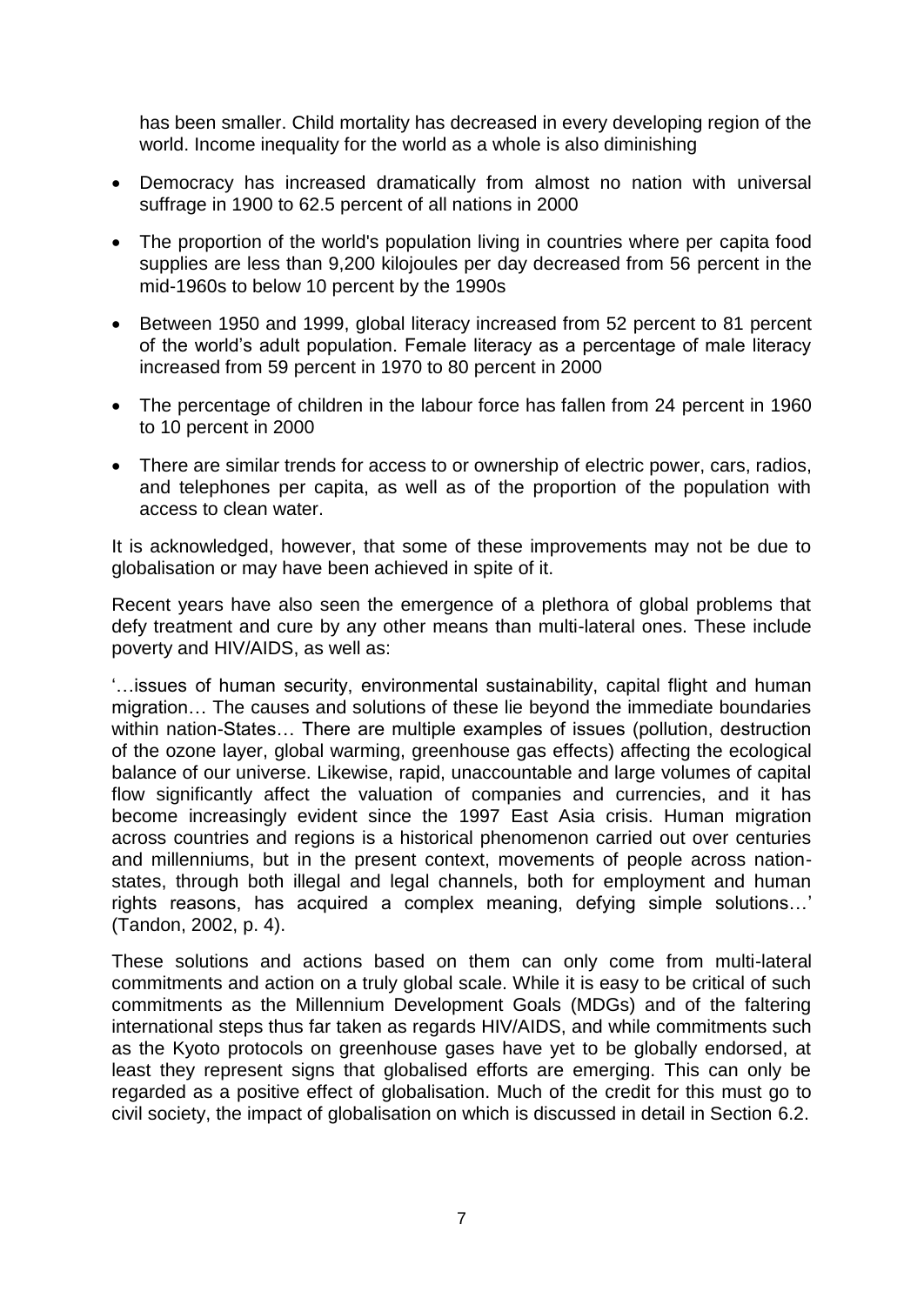has been smaller. Child mortality has decreased in every developing region of the world. Income inequality for the world as a whole is also diminishing

- Democracy has increased dramatically from almost no nation with universal suffrage in 1900 to 62.5 percent of all nations in 2000
- The proportion of the world's population living in countries where per capita food supplies are less than 9,200 kilojoules per day decreased from 56 percent in the mid-1960s to below 10 percent by the 1990s
- Between 1950 and 1999, global literacy increased from 52 percent to 81 percent of the world's adult population. Female literacy as a percentage of male literacy increased from 59 percent in 1970 to 80 percent in 2000
- The percentage of children in the labour force has fallen from 24 percent in 1960 to 10 percent in 2000
- There are similar trends for access to or ownership of electric power, cars, radios, and telephones per capita, as well as of the proportion of the population with access to clean water.

It is acknowledged, however, that some of these improvements may not be due to globalisation or may have been achieved in spite of it.

Recent years have also seen the emergence of a plethora of global problems that defy treatment and cure by any other means than multi-lateral ones. These include poverty and HIV/AIDS, as well as:

'…issues of human security, environmental sustainability, capital flight and human migration… The causes and solutions of these lie beyond the immediate boundaries within nation-States… There are multiple examples of issues (pollution, destruction of the ozone layer, global warming, greenhouse gas effects) affecting the ecological balance of our universe. Likewise, rapid, unaccountable and large volumes of capital flow significantly affect the valuation of companies and currencies, and it has become increasingly evident since the 1997 East Asia crisis. Human migration across countries and regions is a historical phenomenon carried out over centuries and millenniums, but in the present context, movements of people across nation-states, through both illegal and legal channels, both for employment and human rights reasons, has acquired a complex meaning, defying simple solutions…' (Tandon, 2002, p. 4).

These solutions and actions based on them can only come from multi-lateral commitments and action on a truly global scale. While it is easy to be critical of such commitments as the Millennium Development Goals (MDGs) and of the faltering international steps thus far taken as regards HIV/AIDS, and while commitments such as the Kyoto protocols on greenhouse gases have yet to be globally endorsed, at least they represent signs that globalised efforts are emerging. This can only be regarded as a positive effect of globalisation. Much of the credit for this must go to civil society, the impact of globalisation on which is discussed in detail in Section 6.2.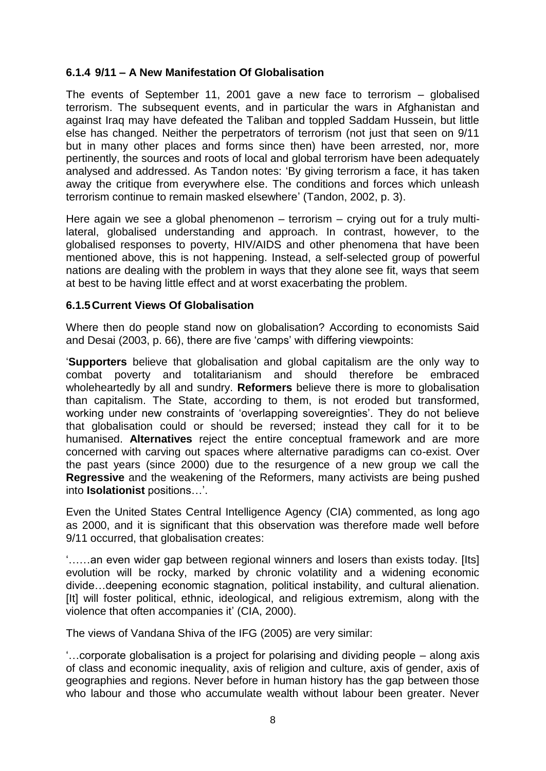### 6.1.4 9/11 – A New Manifestation Of Globalisation

The events of September 11, 2001 gave a new face to terrorism – globalised terrorism. The subsequent events, and in particular the wars in Afghanistan and against Iraq may have defeated the Taliban and toppled Saddam Hussein, but little else has changed. Neither the perpetrators of terrorism (not just that seen on 9/11 but in many other places and forms since then) have been arrested, nor, more pertinently, the sources and roots of local and global terrorism have been adequately analysed and addressed. As Tandon notes: 'By giving terrorism a face, it has taken away the critique from everywhere else. The conditions and forces which unleash terrorism continue to remain masked elsewhere' (Tandon, 2002, p. 3).

Here again we see a global phenomenon – terrorism – crying out for a truly multi-lateral, globalised understanding and approach. In contrast, however, to the globalised responses to poverty, HIV/AIDS and other phenomena that have been mentioned above, this is not happening. Instead, a self-selected group of powerful nations are dealing with the problem in ways that they alone see fit, ways that seem at best to be having little effect and at worst exacerbating the problem.

### 6.1.5 Current Views Of Globalisation

Where then do people stand now on globalisation? According to economists Said and Desai (2003, p. 66), there are five 'camps' with differing viewpoints:

'**Supporters** believe that globalisation and global capitalism are the only way to combat poverty and totalitarianism and should therefore be embraced wholeheartedly by all and sundry. **Reformers** believe there is more to globalisation than capitalism. The State, according to them, is not eroded but transformed, working under new constraints of 'overlapping sovereignties'. They do not believe that globalisation could or should be reversed; instead they call for it to be humanised. **Alternatives** reject the entire conceptual framework and are more concerned with carving out spaces where alternative paradigms can co-exist. Over the past years (since 2000) due to the resurgence of a new group we call the **Regressive** and the weakening of the Reformers, many activists are being pushed into **Isolationist** positions…'.

Even the United States Central Intelligence Agency (CIA) commented, as long ago as 2000, and it is significant that this observation was therefore made well before 9/11 occurred, that globalisation creates:

'……an even wider gap between regional winners and losers than exists today. [Its] evolution will be rocky, marked by chronic volatility and a widening economic divide…deepening economic stagnation, political instability, and cultural alienation. [It] will foster political, ethnic, ideological, and religious extremism, along with the violence that often accompanies it' (CIA, 2000).

The views of Vandana Shiva of the IFG (2005) are very similar:

'…corporate globalisation is a project for polarising and dividing people – along axis of class and economic inequality, axis of religion and culture, axis of gender, axis of geographies and regions. Never before in human history has the gap between those who labour and those who accumulate wealth without labour been greater. Never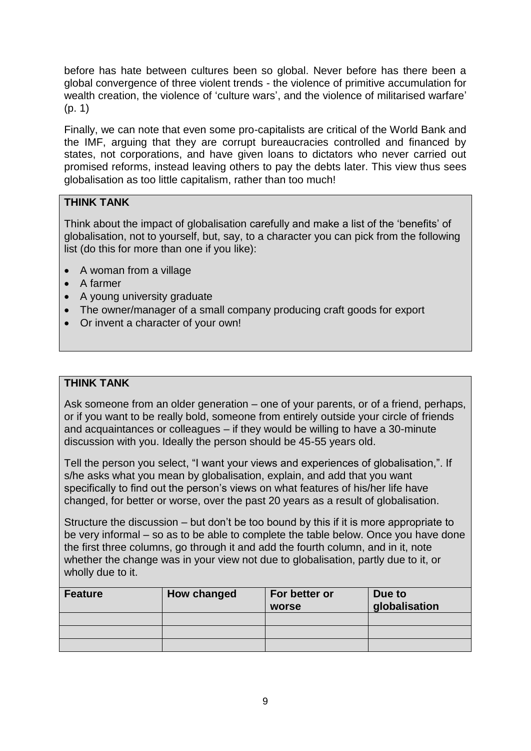before has hate between cultures been so global. Never before has there been a global convergence of three violent trends - the violence of primitive accumulation for wealth creation, the violence of 'culture wars', and the violence of militarised warfare' (p. 1)

Finally, we can note that even some pro-capitalists are critical of the World Bank and the IMF, arguing that they are corrupt bureaucracies controlled and financed by states, not corporations, and have given loans to dictators who never carried out promised reforms, instead leaving others to pay the debts later. This view thus sees globalisation as too little capitalism, rather than too much!

**THINK TANK**

Think about the impact of globalisation carefully and make a list of the 'benefits' of globalisation, not to yourself, but, say, to a character you can pick from the following list (do this for more than one if you like):

- A woman from a village
- A farmer
- A young university graduate
- The owner/manager of a small company producing craft goods for export
- Or invent a character of your own!

**THINK TANK**

Ask someone from an older generation – one of your parents, or of a friend, perhaps, or if you want to be really bold, someone from entirely outside your circle of friends and acquaintances or colleagues – if they would be willing to have a 30-minute discussion with you. Ideally the person should be 45-55 years old.

Tell the person you select, "I want your views and experiences of globalisation,". If s/he asks what you mean by globalisation, explain, and add that you want specifically to find out the person's views on what features of his/her life have changed, for better or worse, over the past 20 years as a result of globalisation.

Structure the discussion – but don't be too bound by this if it is more appropriate to be very informal – so as to be able to complete the table below. Once you have done the first three columns, go through it and add the fourth column, and in it, note whether the change was in your view not due to globalisation, partly due to it, or wholly due to it.

| Feature | How changed | For better or worse | Due to globalisation |
| --- | --- | --- | --- |
| | | | |
| | | | |
| | | | |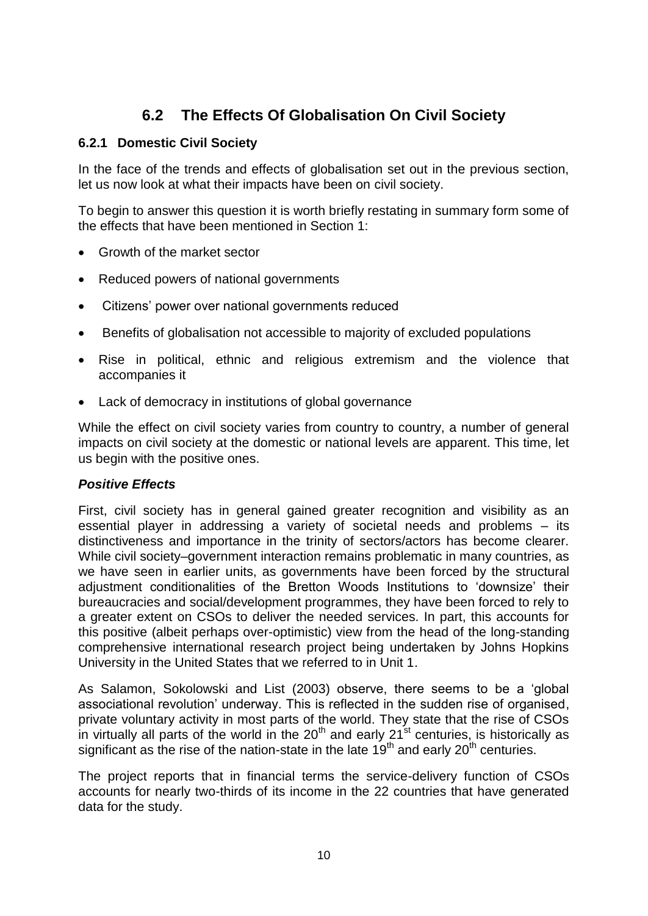## 6.2 The Effects Of Globalisation On Civil Society

### 6.2.1 Domestic Civil Society

In the face of the trends and effects of globalisation set out in the previous section, let us now look at what their impacts have been on civil society.

To begin to answer this question it is worth briefly restating in summary form some of the effects that have been mentioned in Section 1:

- Growth of the market sector
- Reduced powers of national governments
- Citizens' power over national governments reduced
- Benefits of globalisation not accessible to majority of excluded populations
- Rise in political, ethnic and religious extremism and the violence that accompanies it
- Lack of democracy in institutions of global governance

While the effect on civil society varies from country to country, a number of general impacts on civil society at the domestic or national levels are apparent. This time, let us begin with the positive ones.

***Positive Effects***

First, civil society has in general gained greater recognition and visibility as an essential player in addressing a variety of societal needs and problems – its distinctiveness and importance in the trinity of sectors/actors has become clearer. While civil society–government interaction remains problematic in many countries, as we have seen in earlier units, as governments have been forced by the structural adjustment conditionalities of the Bretton Woods Institutions to 'downsize' their bureaucracies and social/development programmes, they have been forced to rely to a greater extent on CSOs to deliver the needed services. In part, this accounts for this positive (albeit perhaps over-optimistic) view from the head of the long-standing comprehensive international research project being undertaken by Johns Hopkins University in the United States that we referred to in Unit 1.

As Salamon, Sokolowski and List (2003) observe, there seems to be a 'global associational revolution' underway. This is reflected in the sudden rise of organised, private voluntary activity in most parts of the world. They state that the rise of CSOs in virtually all parts of the world in the 20th and early 21st centuries, is historically as significant as the rise of the nation-state in the late 19th and early 20th centuries.

The project reports that in financial terms the service-delivery function of CSOs accounts for nearly two-thirds of its income in the 22 countries that have generated data for the study.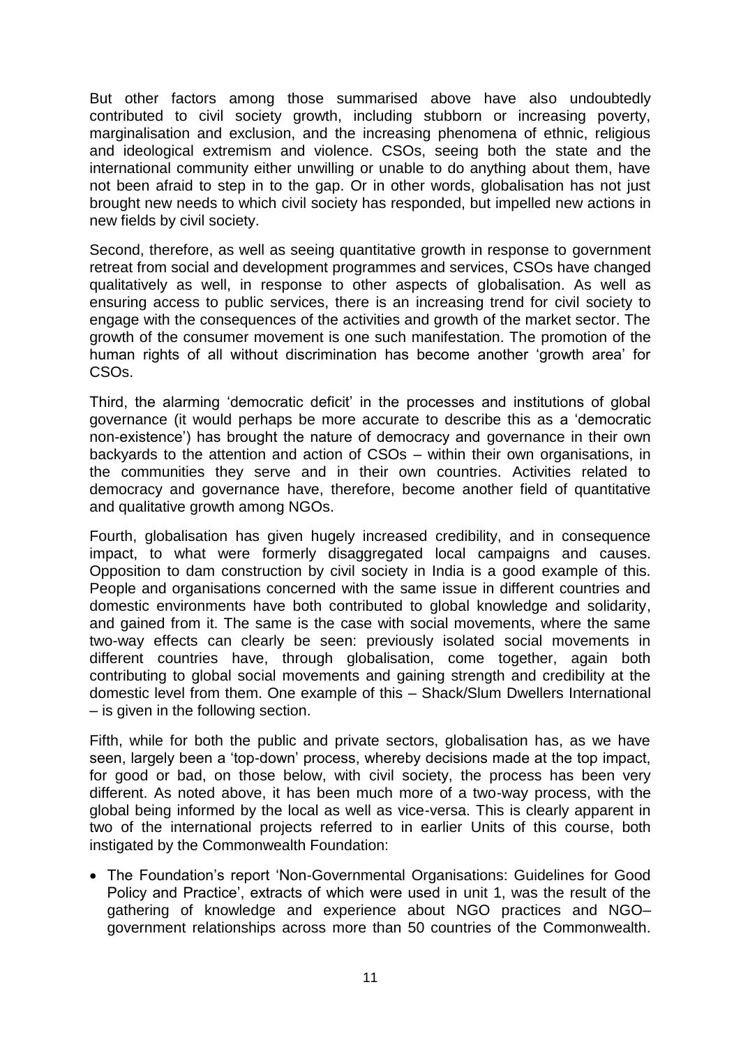But other factors among those summarised above have also undoubtedly contributed to civil society growth, including stubborn or increasing poverty, marginalisation and exclusion, and the increasing phenomena of ethnic, religious and ideological extremism and violence. CSOs, seeing both the state and the international community either unwilling or unable to do anything about them, have not been afraid to step in to the gap. Or in other words, globalisation has not just brought new needs to which civil society has responded, but impelled new actions in new fields by civil society.

Second, therefore, as well as seeing quantitative growth in response to government retreat from social and development programmes and services, CSOs have changed qualitatively as well, in response to other aspects of globalisation. As well as ensuring access to public services, there is an increasing trend for civil society to engage with the consequences of the activities and growth of the market sector. The growth of the consumer movement is one such manifestation. The promotion of the human rights of all without discrimination has become another 'growth area' for CSOs.

Third, the alarming 'democratic deficit' in the processes and institutions of global governance (it would perhaps be more accurate to describe this as a 'democratic non-existence') has brought the nature of democracy and governance in their own backyards to the attention and action of CSOs – within their own organisations, in the communities they serve and in their own countries. Activities related to democracy and governance have, therefore, become another field of quantitative and qualitative growth among NGOs.

Fourth, globalisation has given hugely increased credibility, and in consequence impact, to what were formerly disaggregated local campaigns and causes. Opposition to dam construction by civil society in India is a good example of this. People and organisations concerned with the same issue in different countries and domestic environments have both contributed to global knowledge and solidarity, and gained from it. The same is the case with social movements, where the same two-way effects can clearly be seen: previously isolated social movements in different countries have, through globalisation, come together, again both contributing to global social movements and gaining strength and credibility at the domestic level from them. One example of this – Shack/Slum Dwellers International – is given in the following section.

Fifth, while for both the public and private sectors, globalisation has, as we have seen, largely been a 'top-down' process, whereby decisions made at the top impact, for good or bad, on those below, with civil society, the process has been very different. As noted above, it has been much more of a two-way process, with the global being informed by the local as well as vice-versa. This is clearly apparent in two of the international projects referred to in earlier Units of this course, both instigated by the Commonwealth Foundation:

- The Foundation's report 'Non-Governmental Organisations: Guidelines for Good Policy and Practice', extracts of which were used in unit 1, was the result of the gathering of knowledge and experience about NGO practices and NGO–government relationships across more than 50 countries of the Commonwealth.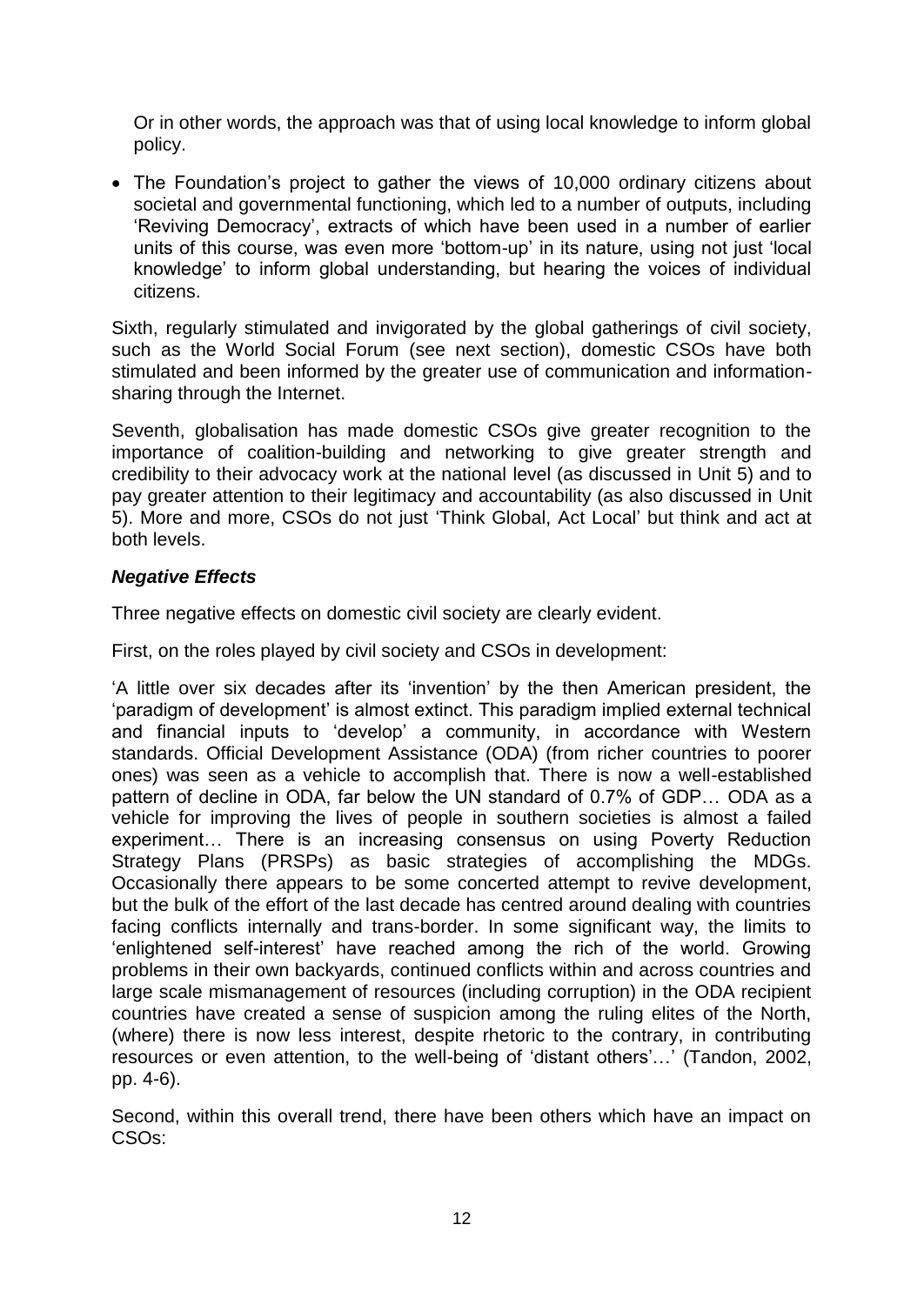Or in other words, the approach was that of using local knowledge to inform global policy.

- The Foundation's project to gather the views of 10,000 ordinary citizens about societal and governmental functioning, which led to a number of outputs, including 'Reviving Democracy', extracts of which have been used in a number of earlier units of this course, was even more 'bottom-up' in its nature, using not just 'local knowledge' to inform global understanding, but hearing the voices of individual citizens.

Sixth, regularly stimulated and invigorated by the global gatherings of civil society, such as the World Social Forum (see next section), domestic CSOs have both stimulated and been informed by the greater use of communication and information-sharing through the Internet.

Seventh, globalisation has made domestic CSOs give greater recognition to the importance of coalition-building and networking to give greater strength and credibility to their advocacy work at the national level (as discussed in Unit 5) and to pay greater attention to their legitimacy and accountability (as also discussed in Unit 5). More and more, CSOs do not just 'Think Global, Act Local' but think and act at both levels.

***Negative Effects***

Three negative effects on domestic civil society are clearly evident.

First, on the roles played by civil society and CSOs in development:

'A little over six decades after its 'invention' by the then American president, the 'paradigm of development' is almost extinct. This paradigm implied external technical and financial inputs to 'develop' a community, in accordance with Western standards. Official Development Assistance (ODA) (from richer countries to poorer ones) was seen as a vehicle to accomplish that. There is now a well-established pattern of decline in ODA, far below the UN standard of 0.7% of GDP… ODA as a vehicle for improving the lives of people in southern societies is almost a failed experiment… There is an increasing consensus on using Poverty Reduction Strategy Plans (PRSPs) as basic strategies of accomplishing the MDGs. Occasionally there appears to be some concerted attempt to revive development, but the bulk of the effort of the last decade has centred around dealing with countries facing conflicts internally and trans-border. In some significant way, the limits to 'enlightened self-interest' have reached among the rich of the world. Growing problems in their own backyards, continued conflicts within and across countries and large scale mismanagement of resources (including corruption) in the ODA recipient countries have created a sense of suspicion among the ruling elites of the North, (where) there is now less interest, despite rhetoric to the contrary, in contributing resources or even attention, to the well-being of 'distant others'…' (Tandon, 2002, pp. 4-6).

Second, within this overall trend, there have been others which have an impact on CSOs: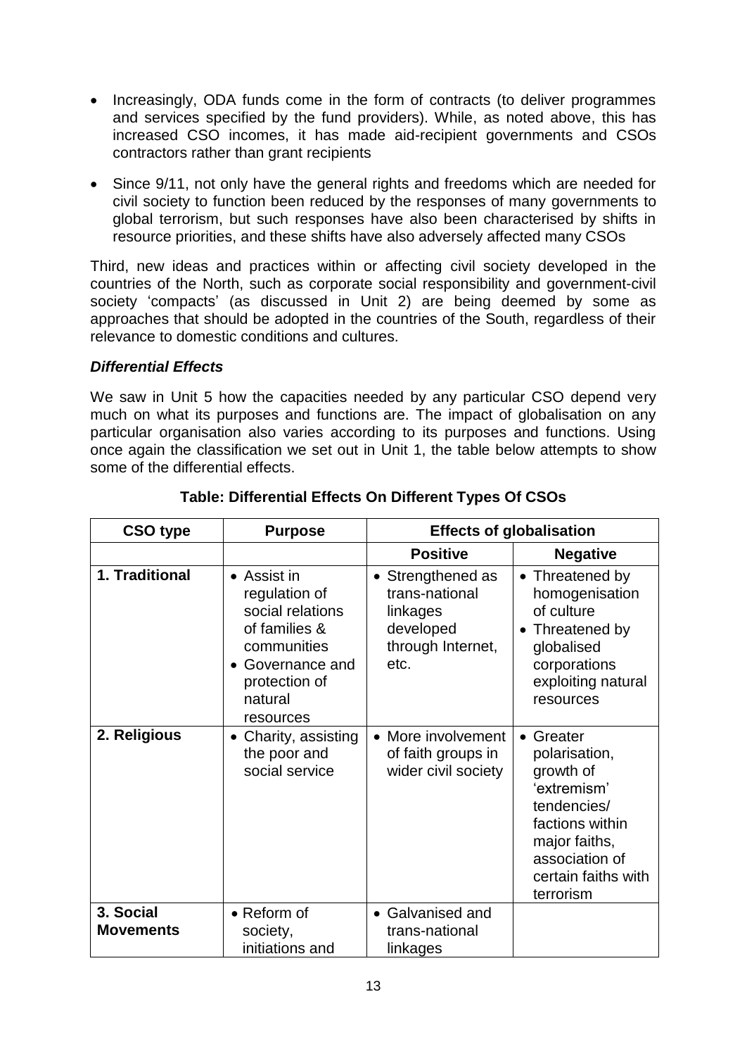- Increasingly, ODA funds come in the form of contracts (to deliver programmes and services specified by the fund providers). While, as noted above, this has increased CSO incomes, it has made aid-recipient governments and CSOs contractors rather than grant recipients
- Since 9/11, not only have the general rights and freedoms which are needed for civil society to function been reduced by the responses of many governments to global terrorism, but such responses have also been characterised by shifts in resource priorities, and these shifts have also adversely affected many CSOs

Third, new ideas and practices within or affecting civil society developed in the countries of the North, such as corporate social responsibility and government-civil society 'compacts' (as discussed in Unit 2) are being deemed by some as approaches that should be adopted in the countries of the South, regardless of their relevance to domestic conditions and cultures.

***Differential Effects***

We saw in Unit 5 how the capacities needed by any particular CSO depend very much on what its purposes and functions are. The impact of globalisation on any particular organisation also varies according to its purposes and functions. Using once again the classification we set out in Unit 1, the table below attempts to show some of the differential effects.

**Table: Differential Effects On Different Types Of CSOs**

| CSO type | Purpose | Effects of globalisation | |
|---|---|---|---|
| | | **Positive** | **Negative** |
| **1. Traditional** | • Assist in regulation of social relations of families & communities<br>• Governance and protection of natural resources | • Strengthened as trans-national linkages developed through Internet, etc. | • Threatened by homogenisation of culture<br>• Threatened by globalised corporations exploiting natural resources |
| **2. Religious** | • Charity, assisting the poor and social service | • More involvement of faith groups in wider civil society | • Greater polarisation, growth of 'extremism' tendencies/ factions within major faiths, association of certain faiths with terrorism |
| **3. Social Movements** | • Reform of society, initiations and | • Galvanised and trans-national linkages | |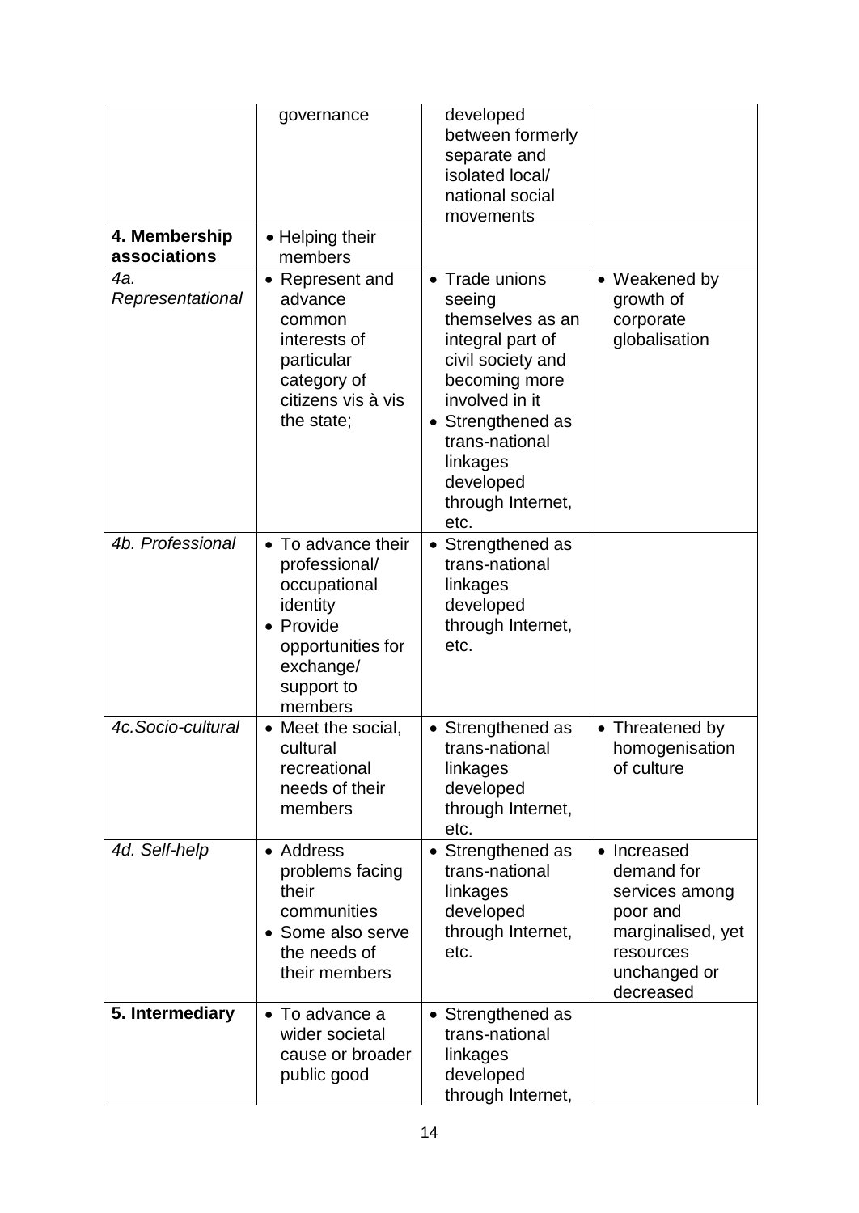| | | | |
|---|---|---|---|
| | governance | developed between formerly separate and isolated local/ national social movements | |
| **4. Membership associations** | • Helping their members | | |
| *4a. Representational* | • Represent and advance common interests of particular category of citizens vis à vis the state; | • Trade unions seeing themselves as an integral part of civil society and becoming more involved in it<br>• Strengthened as trans-national linkages developed through Internet, etc. | • Weakened by growth of corporate globalisation |
| *4b. Professional* | • To advance their professional/ occupational identity<br>• Provide opportunities for exchange/ support to members | • Strengthened as trans-national linkages developed through Internet, etc. | |
| *4c.Socio-cultural* | • Meet the social, cultural recreational needs of their members | • Strengthened as trans-national linkages developed through Internet, etc. | • Threatened by homogenisation of culture |
| *4d. Self-help* | • Address problems facing their communities<br>• Some also serve the needs of their members | • Strengthened as trans-national linkages developed through Internet, etc. | • Increased demand for services among poor and marginalised, yet resources unchanged or decreased |
| **5. Intermediary** | • To advance a wider societal cause or broader public good | • Strengthened as trans-national linkages developed through Internet, | |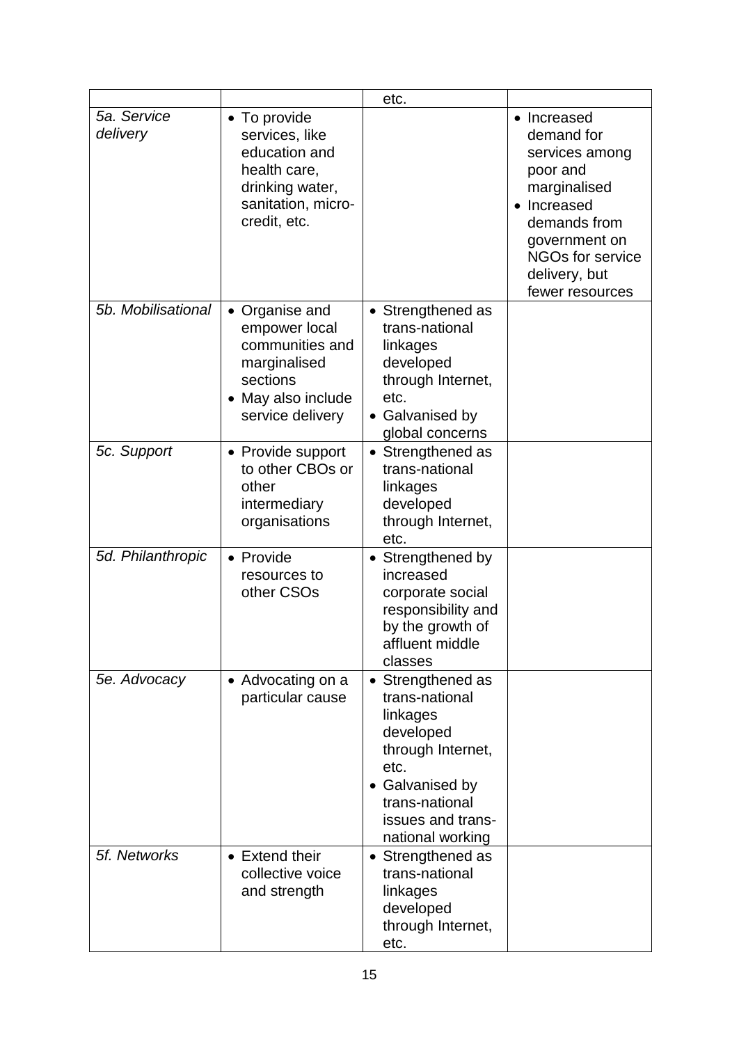| | | etc. | |
|---|---|---|---|
| *5a. Service delivery* | • To provide services, like education and health care, drinking water, sanitation, micro-credit, etc. | | • Increased demand for services among poor and marginalised<br>• Increased demands from government on NGOs for service delivery, but fewer resources |
| *5b. Mobilisational* | • Organise and empower local communities and marginalised sections<br>• May also include service delivery | • Strengthened as trans-national linkages developed through Internet, etc.<br>• Galvanised by global concerns | |
| *5c. Support* | • Provide support to other CBOs or other intermediary organisations | • Strengthened as trans-national linkages developed through Internet, etc. | |
| *5d. Philanthropic* | • Provide resources to other CSOs | • Strengthened by increased corporate social responsibility and by the growth of affluent middle classes | |
| *5e. Advocacy* | • Advocating on a particular cause | • Strengthened as trans-national linkages developed through Internet, etc.<br>• Galvanised by trans-national issues and trans-national working | |
| *5f. Networks* | • Extend their collective voice and strength | • Strengthened as trans-national linkages developed through Internet, etc. | |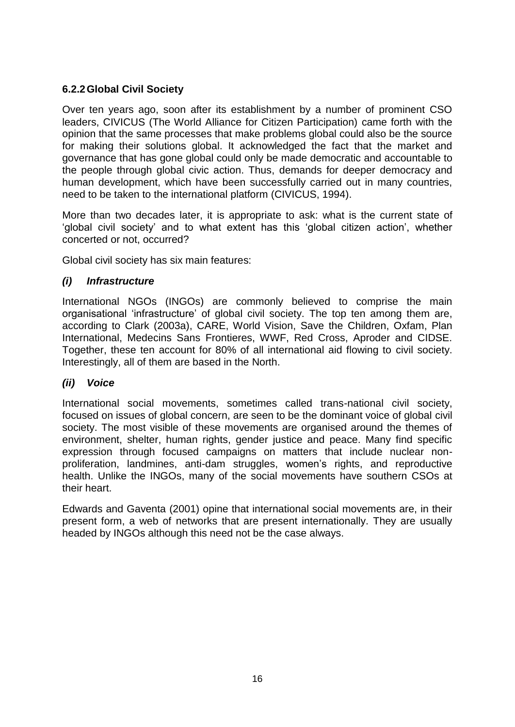### 6.2.2 Global Civil Society

Over ten years ago, soon after its establishment by a number of prominent CSO leaders, CIVICUS (The World Alliance for Citizen Participation) came forth with the opinion that the same processes that make problems global could also be the source for making their solutions global. It acknowledged the fact that the market and governance that has gone global could only be made democratic and accountable to the people through global civic action. Thus, demands for deeper democracy and human development, which have been successfully carried out in many countries, need to be taken to the international platform (CIVICUS, 1994).

More than two decades later, it is appropriate to ask: what is the current state of 'global civil society' and to what extent has this 'global citizen action', whether concerted or not, occurred?

Global civil society has six main features:

#### *(i) Infrastructure*

International NGOs (INGOs) are commonly believed to comprise the main organisational 'infrastructure' of global civil society. The top ten among them are, according to Clark (2003a), CARE, World Vision, Save the Children, Oxfam, Plan International, Medecins Sans Frontieres, WWF, Red Cross, Aproder and CIDSE. Together, these ten account for 80% of all international aid flowing to civil society. Interestingly, all of them are based in the North.

#### *(ii) Voice*

International social movements, sometimes called trans-national civil society, focused on issues of global concern, are seen to be the dominant voice of global civil society. The most visible of these movements are organised around the themes of environment, shelter, human rights, gender justice and peace. Many find specific expression through focused campaigns on matters that include nuclear non-proliferation, landmines, anti-dam struggles, women's rights, and reproductive health. Unlike the INGOs, many of the social movements have southern CSOs at their heart.

Edwards and Gaventa (2001) opine that international social movements are, in their present form, a web of networks that are present internationally. They are usually headed by INGOs although this need not be the case always.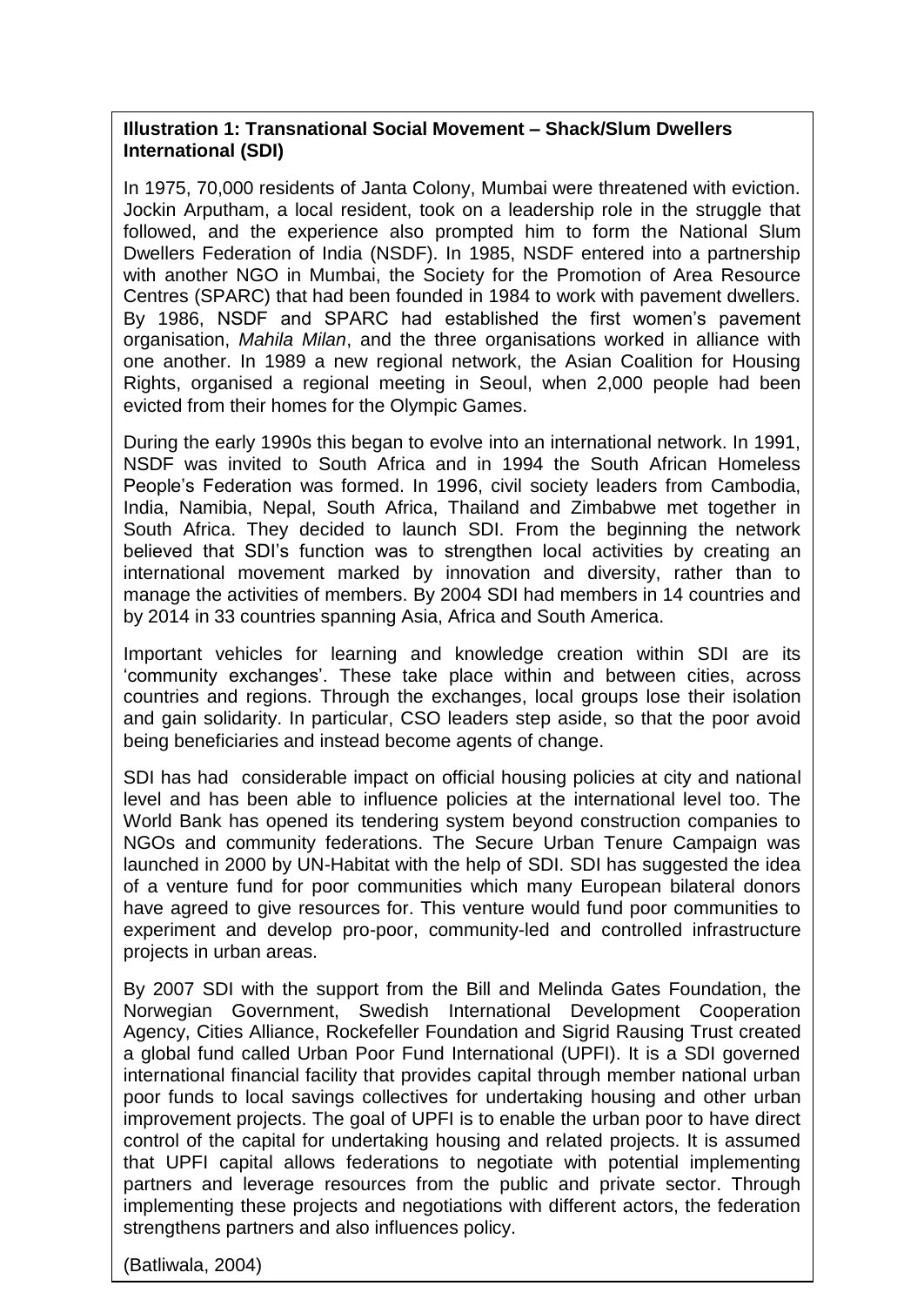**Illustration 1: Transnational Social Movement – Shack/Slum Dwellers International (SDI)**

In 1975, 70,000 residents of Janta Colony, Mumbai were threatened with eviction. Jockin Arputham, a local resident, took on a leadership role in the struggle that followed, and the experience also prompted him to form the National Slum Dwellers Federation of India (NSDF). In 1985, NSDF entered into a partnership with another NGO in Mumbai, the Society for the Promotion of Area Resource Centres (SPARC) that had been founded in 1984 to work with pavement dwellers. By 1986, NSDF and SPARC had established the first women's pavement organisation, *Mahila Milan*, and the three organisations worked in alliance with one another. In 1989 a new regional network, the Asian Coalition for Housing Rights, organised a regional meeting in Seoul, when 2,000 people had been evicted from their homes for the Olympic Games.

During the early 1990s this began to evolve into an international network. In 1991, NSDF was invited to South Africa and in 1994 the South African Homeless People's Federation was formed. In 1996, civil society leaders from Cambodia, India, Namibia, Nepal, South Africa, Thailand and Zimbabwe met together in South Africa. They decided to launch SDI. From the beginning the network believed that SDI's function was to strengthen local activities by creating an international movement marked by innovation and diversity, rather than to manage the activities of members. By 2004 SDI had members in 14 countries and by 2014 in 33 countries spanning Asia, Africa and South America.

Important vehicles for learning and knowledge creation within SDI are its 'community exchanges'. These take place within and between cities, across countries and regions. Through the exchanges, local groups lose their isolation and gain solidarity. In particular, CSO leaders step aside, so that the poor avoid being beneficiaries and instead become agents of change.

SDI has had considerable impact on official housing policies at city and national level and has been able to influence policies at the international level too. The World Bank has opened its tendering system beyond construction companies to NGOs and community federations. The Secure Urban Tenure Campaign was launched in 2000 by UN-Habitat with the help of SDI. SDI has suggested the idea of a venture fund for poor communities which many European bilateral donors have agreed to give resources for. This venture would fund poor communities to experiment and develop pro-poor, community-led and controlled infrastructure projects in urban areas.

By 2007 SDI with the support from the Bill and Melinda Gates Foundation, the Norwegian Government, Swedish International Development Cooperation Agency, Cities Alliance, Rockefeller Foundation and Sigrid Rausing Trust created a global fund called Urban Poor Fund International (UPFI). It is a SDI governed international financial facility that provides capital through member national urban poor funds to local savings collectives for undertaking housing and other urban improvement projects. The goal of UPFI is to enable the urban poor to have direct control of the capital for undertaking housing and related projects. It is assumed that UPFI capital allows federations to negotiate with potential implementing partners and leverage resources from the public and private sector. Through implementing these projects and negotiations with different actors, the federation strengthens partners and also influences policy.

(Batliwala, 2004)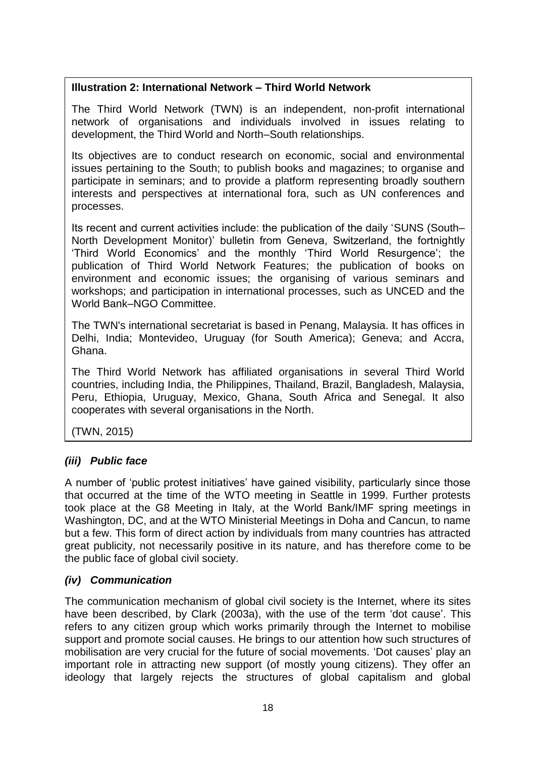**Illustration 2: International Network – Third World Network**

The Third World Network (TWN) is an independent, non-profit international network of organisations and individuals involved in issues relating to development, the Third World and North–South relationships.

Its objectives are to conduct research on economic, social and environmental issues pertaining to the South; to publish books and magazines; to organise and participate in seminars; and to provide a platform representing broadly southern interests and perspectives at international fora, such as UN conferences and processes.

Its recent and current activities include: the publication of the daily 'SUNS (South–North Development Monitor)' bulletin from Geneva, Switzerland, the fortnightly 'Third World Economics' and the monthly 'Third World Resurgence'; the publication of Third World Network Features; the publication of books on environment and economic issues; the organising of various seminars and workshops; and participation in international processes, such as UNCED and the World Bank–NGO Committee.

The TWN's international secretariat is based in Penang, Malaysia. It has offices in Delhi, India; Montevideo, Uruguay (for South America); Geneva; and Accra, Ghana.

The Third World Network has affiliated organisations in several Third World countries, including India, the Philippines, Thailand, Brazil, Bangladesh, Malaysia, Peru, Ethiopia, Uruguay, Mexico, Ghana, South Africa and Senegal. It also cooperates with several organisations in the North.

(TWN, 2015)

### *(iii) Public face*

A number of 'public protest initiatives' have gained visibility, particularly since those that occurred at the time of the WTO meeting in Seattle in 1999. Further protests took place at the G8 Meeting in Italy, at the World Bank/IMF spring meetings in Washington, DC, and at the WTO Ministerial Meetings in Doha and Cancun, to name but a few. This form of direct action by individuals from many countries has attracted great publicity, not necessarily positive in its nature, and has therefore come to be the public face of global civil society.

### *(iv) Communication*

The communication mechanism of global civil society is the Internet, where its sites have been described, by Clark (2003a), with the use of the term 'dot cause'. This refers to any citizen group which works primarily through the Internet to mobilise support and promote social causes. He brings to our attention how such structures of mobilisation are very crucial for the future of social movements. 'Dot causes' play an important role in attracting new support (of mostly young citizens). They offer an ideology that largely rejects the structures of global capitalism and global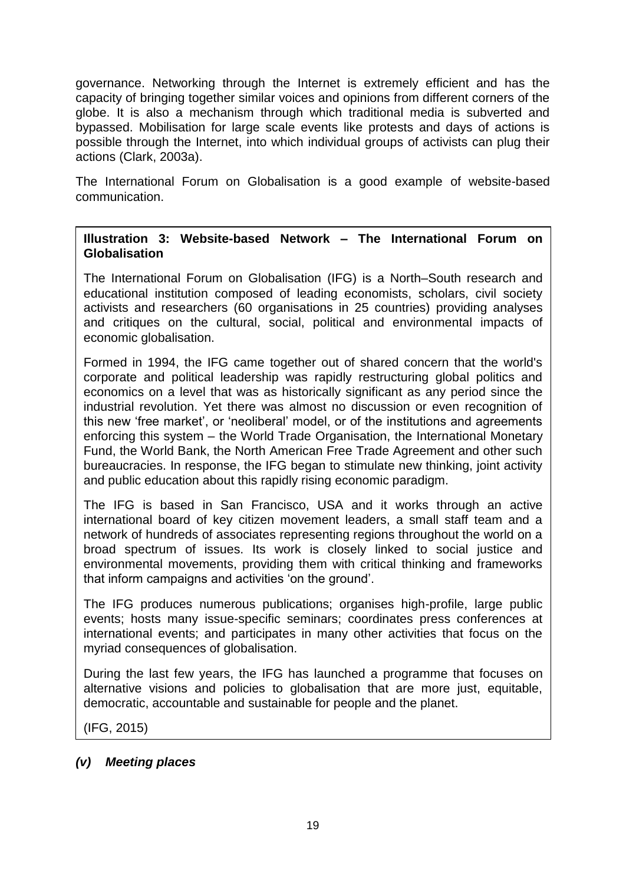governance. Networking through the Internet is extremely efficient and has the capacity of bringing together similar voices and opinions from different corners of the globe. It is also a mechanism through which traditional media is subverted and bypassed. Mobilisation for large scale events like protests and days of actions is possible through the Internet, into which individual groups of activists can plug their actions (Clark, 2003a).

The International Forum on Globalisation is a good example of website-based communication.

> **Illustration 3: Website-based Network – The International Forum on Globalisation**
>
> The International Forum on Globalisation (IFG) is a North–South research and educational institution composed of leading economists, scholars, civil society activists and researchers (60 organisations in 25 countries) providing analyses and critiques on the cultural, social, political and environmental impacts of economic globalisation.
>
> Formed in 1994, the IFG came together out of shared concern that the world's corporate and political leadership was rapidly restructuring global politics and economics on a level that was as historically significant as any period since the industrial revolution. Yet there was almost no discussion or even recognition of this new 'free market', or 'neoliberal' model, or of the institutions and agreements enforcing this system – the World Trade Organisation, the International Monetary Fund, the World Bank, the North American Free Trade Agreement and other such bureaucracies. In response, the IFG began to stimulate new thinking, joint activity and public education about this rapidly rising economic paradigm.
>
> The IFG is based in San Francisco, USA and it works through an active international board of key citizen movement leaders, a small staff team and a network of hundreds of associates representing regions throughout the world on a broad spectrum of issues. Its work is closely linked to social justice and environmental movements, providing them with critical thinking and frameworks that inform campaigns and activities 'on the ground'.
>
> The IFG produces numerous publications; organises high-profile, large public events; hosts many issue-specific seminars; coordinates press conferences at international events; and participates in many other activities that focus on the myriad consequences of globalisation.
>
> During the last few years, the IFG has launched a programme that focuses on alternative visions and policies to globalisation that are more just, equitable, democratic, accountable and sustainable for people and the planet.
>
> (IFG, 2015)

### *(v) Meeting places*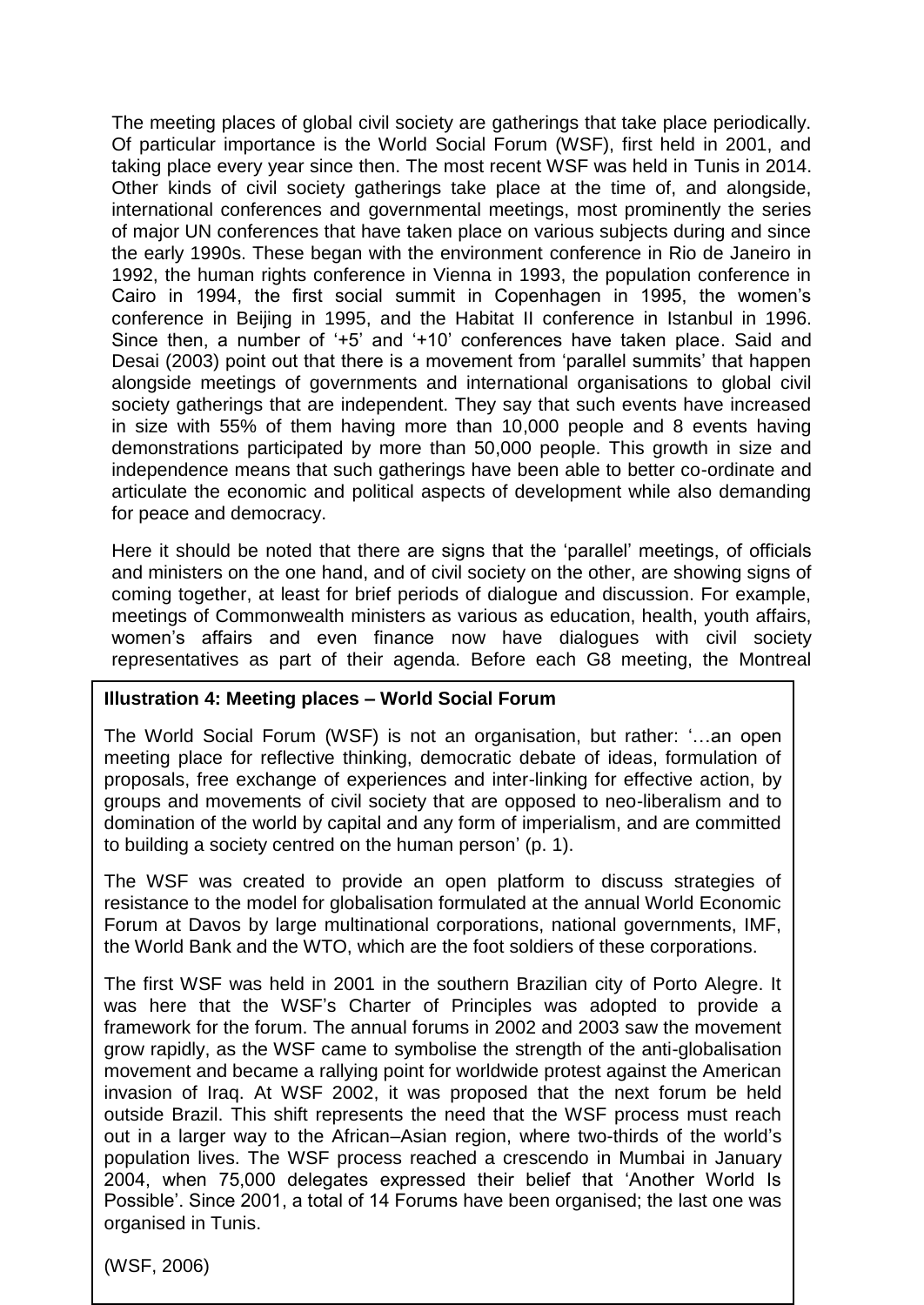The meeting places of global civil society are gatherings that take place periodically. Of particular importance is the World Social Forum (WSF), first held in 2001, and taking place every year since then. The most recent WSF was held in Tunis in 2014. Other kinds of civil society gatherings take place at the time of, and alongside, international conferences and governmental meetings, most prominently the series of major UN conferences that have taken place on various subjects during and since the early 1990s. These began with the environment conference in Rio de Janeiro in 1992, the human rights conference in Vienna in 1993, the population conference in Cairo in 1994, the first social summit in Copenhagen in 1995, the women's conference in Beijing in 1995, and the Habitat II conference in Istanbul in 1996. Since then, a number of '+5' and '+10' conferences have taken place. Said and Desai (2003) point out that there is a movement from 'parallel summits' that happen alongside meetings of governments and international organisations to global civil society gatherings that are independent. They say that such events have increased in size with 55% of them having more than 10,000 people and 8 events having demonstrations participated by more than 50,000 people. This growth in size and independence means that such gatherings have been able to better co-ordinate and articulate the economic and political aspects of development while also demanding for peace and democracy.

Here it should be noted that there are signs that the 'parallel' meetings, of officials and ministers on the one hand, and of civil society on the other, are showing signs of coming together, at least for brief periods of dialogue and discussion. For example, meetings of Commonwealth ministers as various as education, health, youth affairs, women's affairs and even finance now have dialogues with civil society representatives as part of their agenda. Before each G8 meeting, the Montreal

**Illustration 4: Meeting places – World Social Forum**

The World Social Forum (WSF) is not an organisation, but rather: '…an open meeting place for reflective thinking, democratic debate of ideas, formulation of proposals, free exchange of experiences and inter-linking for effective action, by groups and movements of civil society that are opposed to neo-liberalism and to domination of the world by capital and any form of imperialism, and are committed to building a society centred on the human person' (p. 1).

The WSF was created to provide an open platform to discuss strategies of resistance to the model for globalisation formulated at the annual World Economic Forum at Davos by large multinational corporations, national governments, IMF, the World Bank and the WTO, which are the foot soldiers of these corporations.

The first WSF was held in 2001 in the southern Brazilian city of Porto Alegre. It was here that the WSF's Charter of Principles was adopted to provide a framework for the forum. The annual forums in 2002 and 2003 saw the movement grow rapidly, as the WSF came to symbolise the strength of the anti-globalisation movement and became a rallying point for worldwide protest against the American invasion of Iraq. At WSF 2002, it was proposed that the next forum be held outside Brazil. This shift represents the need that the WSF process must reach out in a larger way to the African–Asian region, where two-thirds of the world's population lives. The WSF process reached a crescendo in Mumbai in January 2004, when 75,000 delegates expressed their belief that 'Another World Is Possible'. Since 2001, a total of 14 Forums have been organised; the last one was organised in Tunis.

(WSF, 2006)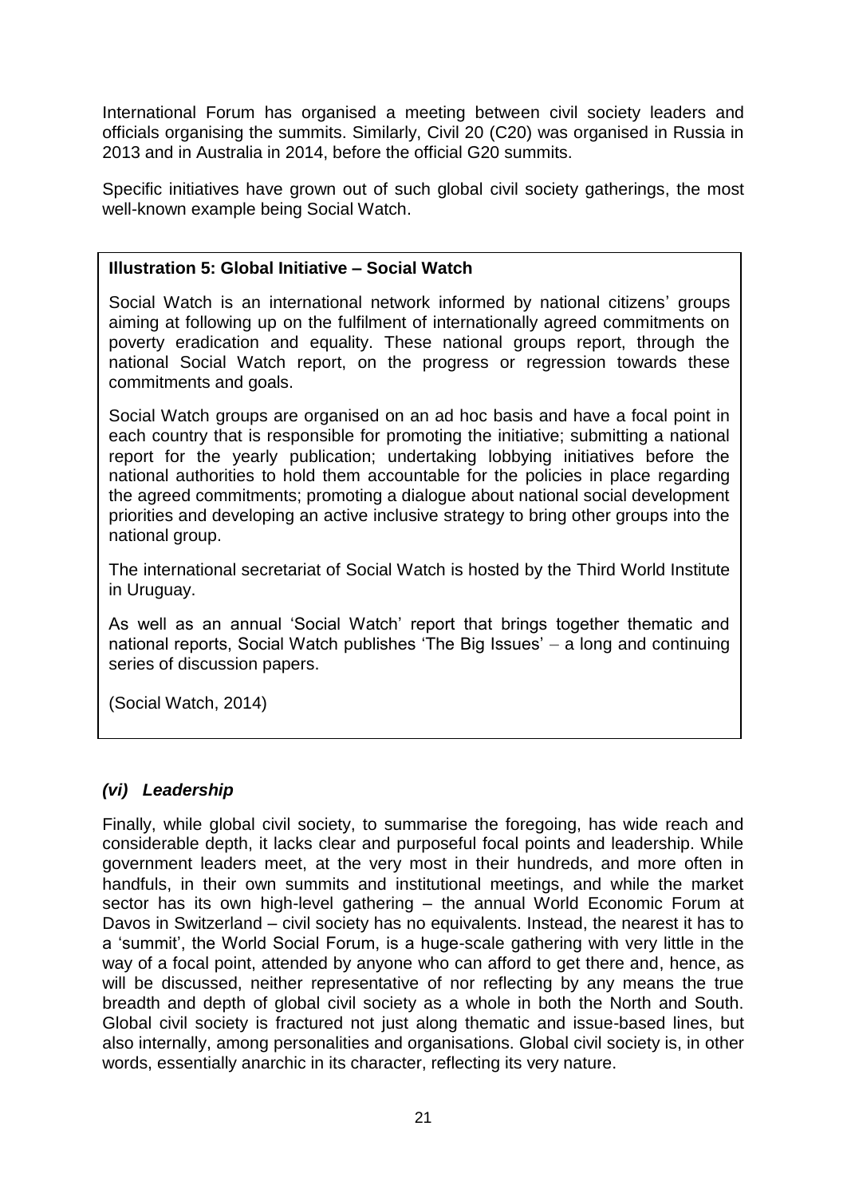International Forum has organised a meeting between civil society leaders and officials organising the summits. Similarly, Civil 20 (C20) was organised in Russia in 2013 and in Australia in 2014, before the official G20 summits.

Specific initiatives have grown out of such global civil society gatherings, the most well-known example being Social Watch.

> **Illustration 5: Global Initiative – Social Watch**
>
> Social Watch is an international network informed by national citizens' groups aiming at following up on the fulfilment of internationally agreed commitments on poverty eradication and equality. These national groups report, through the national Social Watch report, on the progress or regression towards these commitments and goals.
>
> Social Watch groups are organised on an ad hoc basis and have a focal point in each country that is responsible for promoting the initiative; submitting a national report for the yearly publication; undertaking lobbying initiatives before the national authorities to hold them accountable for the policies in place regarding the agreed commitments; promoting a dialogue about national social development priorities and developing an active inclusive strategy to bring other groups into the national group.
>
> The international secretariat of Social Watch is hosted by the Third World Institute in Uruguay.
>
> As well as an annual 'Social Watch' report that brings together thematic and national reports, Social Watch publishes 'The Big Issues' – a long and continuing series of discussion papers.
>
> (Social Watch, 2014)

### *(vi) Leadership*

Finally, while global civil society, to summarise the foregoing, has wide reach and considerable depth, it lacks clear and purposeful focal points and leadership. While government leaders meet, at the very most in their hundreds, and more often in handfuls, in their own summits and institutional meetings, and while the market sector has its own high-level gathering – the annual World Economic Forum at Davos in Switzerland – civil society has no equivalents. Instead, the nearest it has to a 'summit', the World Social Forum, is a huge-scale gathering with very little in the way of a focal point, attended by anyone who can afford to get there and, hence, as will be discussed, neither representative of nor reflecting by any means the true breadth and depth of global civil society as a whole in both the North and South. Global civil society is fractured not just along thematic and issue-based lines, but also internally, among personalities and organisations. Global civil society is, in other words, essentially anarchic in its character, reflecting its very nature.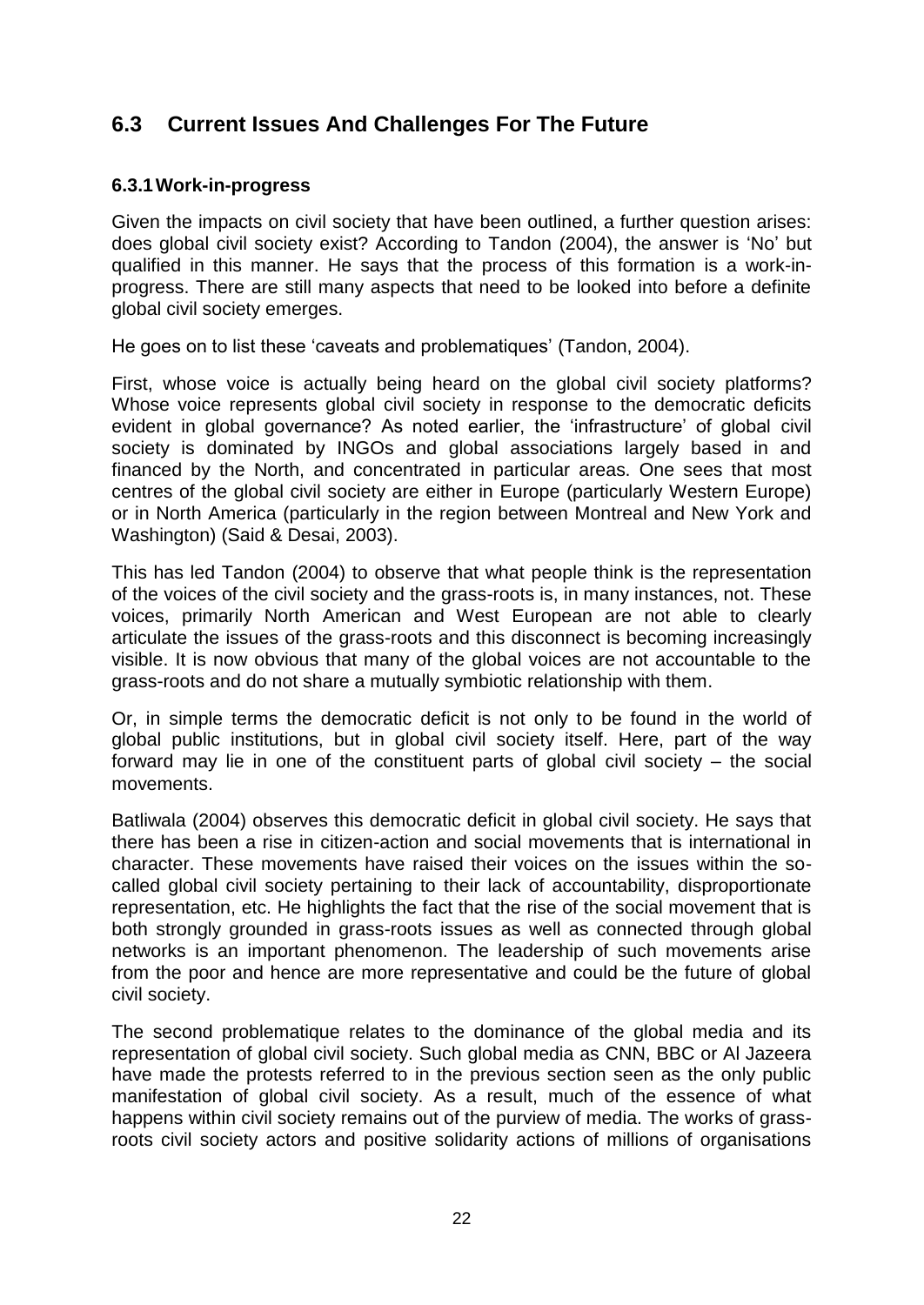## 6.3 Current Issues And Challenges For The Future

### 6.3.1 Work-in-progress

Given the impacts on civil society that have been outlined, a further question arises: does global civil society exist? According to Tandon (2004), the answer is 'No' but qualified in this manner. He says that the process of this formation is a work-in-progress. There are still many aspects that need to be looked into before a definite global civil society emerges.

He goes on to list these 'caveats and problematiques' (Tandon, 2004).

First, whose voice is actually being heard on the global civil society platforms? Whose voice represents global civil society in response to the democratic deficits evident in global governance? As noted earlier, the 'infrastructure' of global civil society is dominated by INGOs and global associations largely based in and financed by the North, and concentrated in particular areas. One sees that most centres of the global civil society are either in Europe (particularly Western Europe) or in North America (particularly in the region between Montreal and New York and Washington) (Said & Desai, 2003).

This has led Tandon (2004) to observe that what people think is the representation of the voices of the civil society and the grass-roots is, in many instances, not. These voices, primarily North American and West European are not able to clearly articulate the issues of the grass-roots and this disconnect is becoming increasingly visible. It is now obvious that many of the global voices are not accountable to the grass-roots and do not share a mutually symbiotic relationship with them.

Or, in simple terms the democratic deficit is not only to be found in the world of global public institutions, but in global civil society itself. Here, part of the way forward may lie in one of the constituent parts of global civil society – the social movements.

Batliwala (2004) observes this democratic deficit in global civil society. He says that there has been a rise in citizen-action and social movements that is international in character. These movements have raised their voices on the issues within the so-called global civil society pertaining to their lack of accountability, disproportionate representation, etc. He highlights the fact that the rise of the social movement that is both strongly grounded in grass-roots issues as well as connected through global networks is an important phenomenon. The leadership of such movements arise from the poor and hence are more representative and could be the future of global civil society.

The second problematique relates to the dominance of the global media and its representation of global civil society. Such global media as CNN, BBC or Al Jazeera have made the protests referred to in the previous section seen as the only public manifestation of global civil society. As a result, much of the essence of what happens within civil society remains out of the purview of media. The works of grass-roots civil society actors and positive solidarity actions of millions of organisations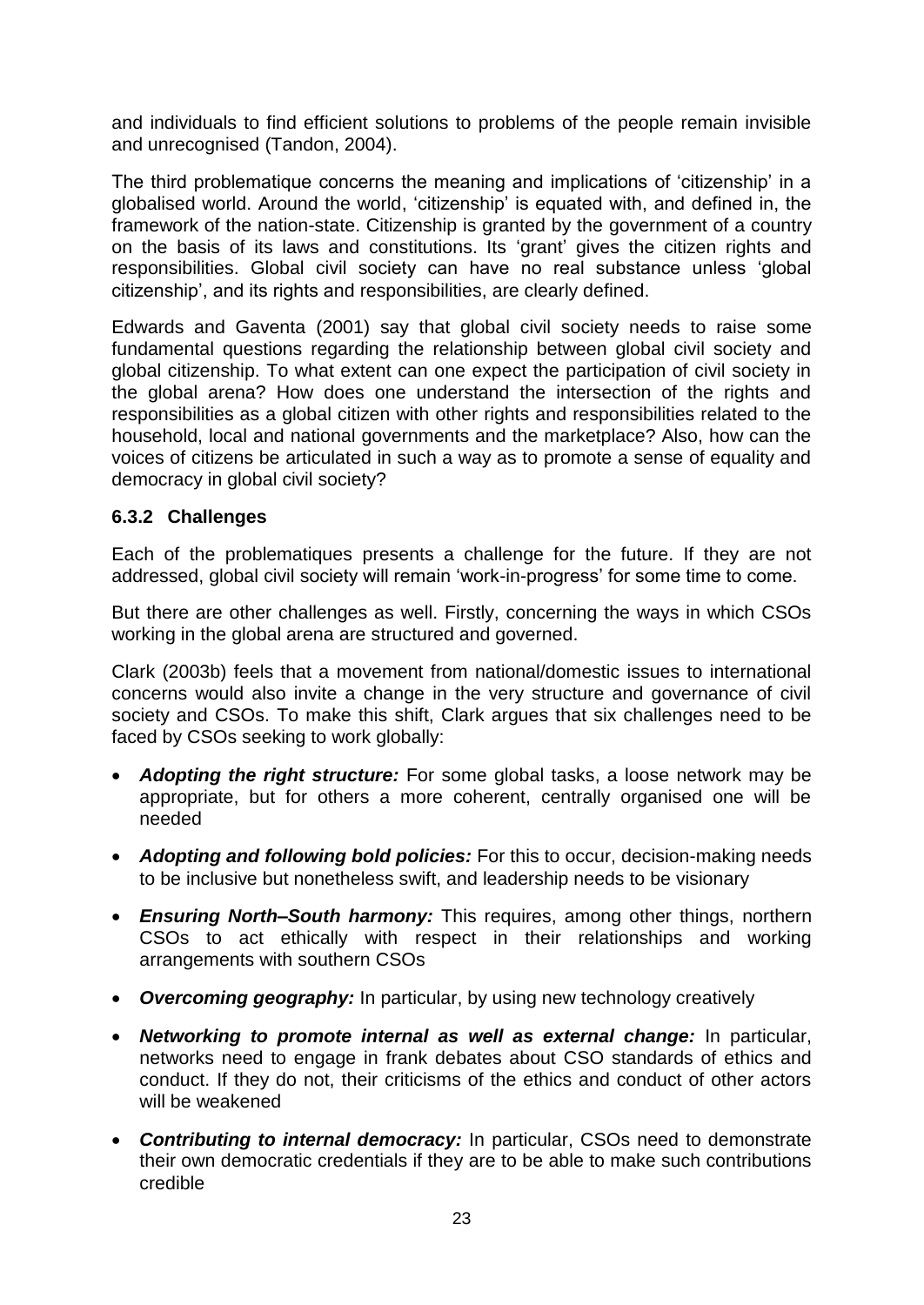and individuals to find efficient solutions to problems of the people remain invisible and unrecognised (Tandon, 2004).

The third problematique concerns the meaning and implications of 'citizenship' in a globalised world. Around the world, 'citizenship' is equated with, and defined in, the framework of the nation-state. Citizenship is granted by the government of a country on the basis of its laws and constitutions. Its 'grant' gives the citizen rights and responsibilities. Global civil society can have no real substance unless 'global citizenship', and its rights and responsibilities, are clearly defined.

Edwards and Gaventa (2001) say that global civil society needs to raise some fundamental questions regarding the relationship between global civil society and global citizenship. To what extent can one expect the participation of civil society in the global arena? How does one understand the intersection of the rights and responsibilities as a global citizen with other rights and responsibilities related to the household, local and national governments and the marketplace? Also, how can the voices of citizens be articulated in such a way as to promote a sense of equality and democracy in global civil society?

### 6.3.2 Challenges

Each of the problematiques presents a challenge for the future. If they are not addressed, global civil society will remain 'work-in-progress' for some time to come.

But there are other challenges as well. Firstly, concerning the ways in which CSOs working in the global arena are structured and governed.

Clark (2003b) feels that a movement from national/domestic issues to international concerns would also invite a change in the very structure and governance of civil society and CSOs. To make this shift, Clark argues that six challenges need to be faced by CSOs seeking to work globally:

- ***Adopting the right structure:*** For some global tasks, a loose network may be appropriate, but for others a more coherent, centrally organised one will be needed
- ***Adopting and following bold policies:*** For this to occur, decision-making needs to be inclusive but nonetheless swift, and leadership needs to be visionary
- ***Ensuring North–South harmony:*** This requires, among other things, northern CSOs to act ethically with respect in their relationships and working arrangements with southern CSOs
- ***Overcoming geography:*** In particular, by using new technology creatively
- ***Networking to promote internal as well as external change:*** In particular, networks need to engage in frank debates about CSO standards of ethics and conduct. If they do not, their criticisms of the ethics and conduct of other actors will be weakened
- ***Contributing to internal democracy:*** In particular, CSOs need to demonstrate their own democratic credentials if they are to be able to make such contributions credible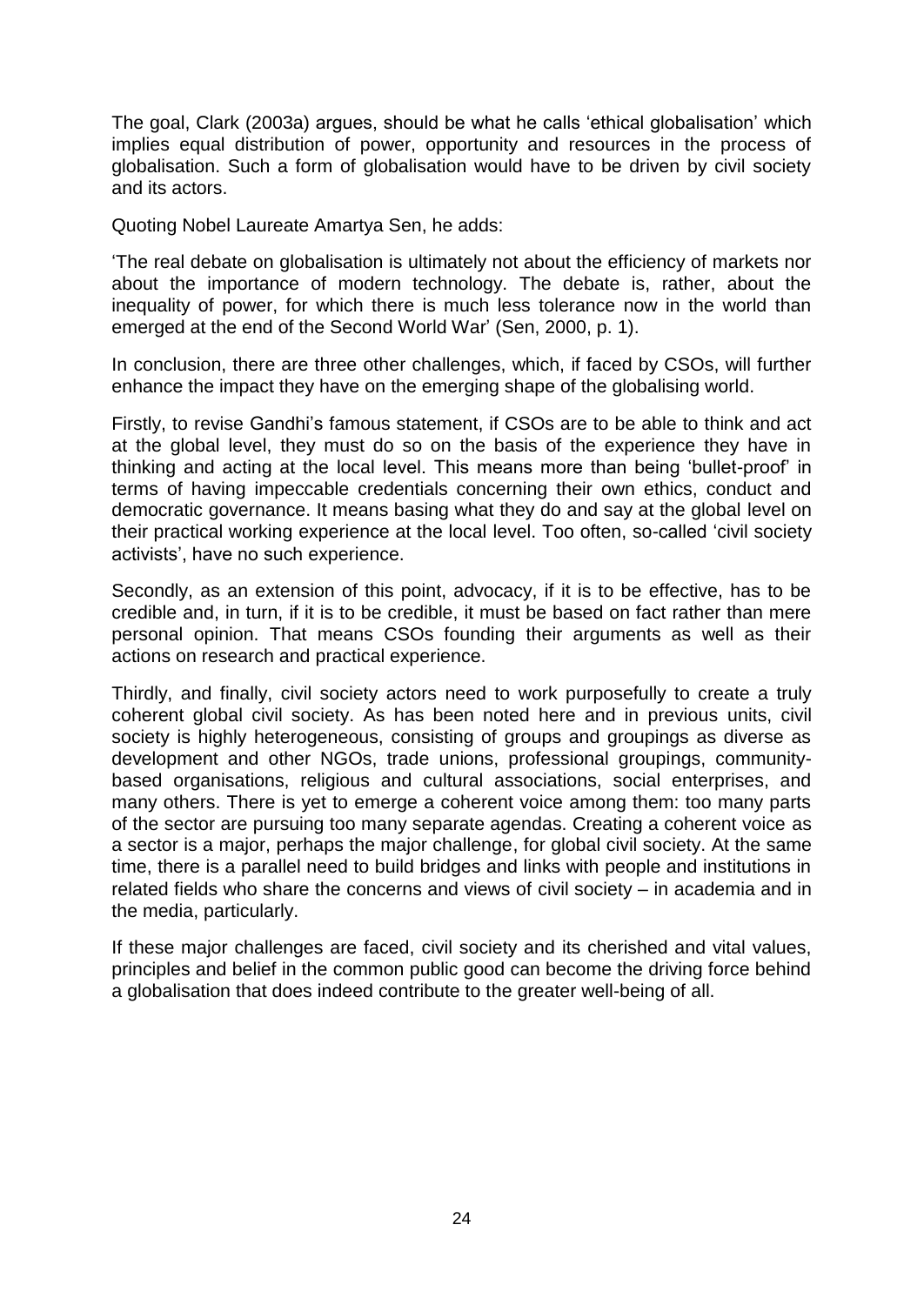The goal, Clark (2003a) argues, should be what he calls 'ethical globalisation' which implies equal distribution of power, opportunity and resources in the process of globalisation. Such a form of globalisation would have to be driven by civil society and its actors.

Quoting Nobel Laureate Amartya Sen, he adds:

'The real debate on globalisation is ultimately not about the efficiency of markets nor about the importance of modern technology. The debate is, rather, about the inequality of power, for which there is much less tolerance now in the world than emerged at the end of the Second World War' (Sen, 2000, p. 1).

In conclusion, there are three other challenges, which, if faced by CSOs, will further enhance the impact they have on the emerging shape of the globalising world.

Firstly, to revise Gandhi's famous statement, if CSOs are to be able to think and act at the global level, they must do so on the basis of the experience they have in thinking and acting at the local level. This means more than being 'bullet-proof' in terms of having impeccable credentials concerning their own ethics, conduct and democratic governance. It means basing what they do and say at the global level on their practical working experience at the local level. Too often, so-called 'civil society activists', have no such experience.

Secondly, as an extension of this point, advocacy, if it is to be effective, has to be credible and, in turn, if it is to be credible, it must be based on fact rather than mere personal opinion. That means CSOs founding their arguments as well as their actions on research and practical experience.

Thirdly, and finally, civil society actors need to work purposefully to create a truly coherent global civil society. As has been noted here and in previous units, civil society is highly heterogeneous, consisting of groups and groupings as diverse as development and other NGOs, trade unions, professional groupings, community-based organisations, religious and cultural associations, social enterprises, and many others. There is yet to emerge a coherent voice among them: too many parts of the sector are pursuing too many separate agendas. Creating a coherent voice as a sector is a major, perhaps the major challenge, for global civil society. At the same time, there is a parallel need to build bridges and links with people and institutions in related fields who share the concerns and views of civil society – in academia and in the media, particularly.

If these major challenges are faced, civil society and its cherished and vital values, principles and belief in the common public good can become the driving force behind a globalisation that does indeed contribute to the greater well-being of all.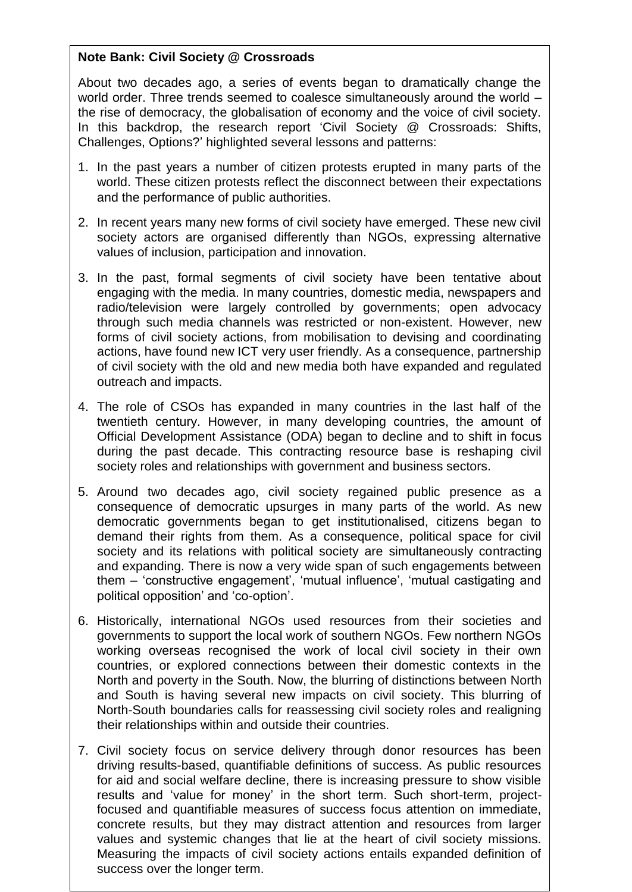**Note Bank: Civil Society @ Crossroads**

About two decades ago, a series of events began to dramatically change the world order. Three trends seemed to coalesce simultaneously around the world – the rise of democracy, the globalisation of economy and the voice of civil society. In this backdrop, the research report 'Civil Society @ Crossroads: Shifts, Challenges, Options?' highlighted several lessons and patterns:

1. In the past years a number of citizen protests erupted in many parts of the world. These citizen protests reflect the disconnect between their expectations and the performance of public authorities.

2. In recent years many new forms of civil society have emerged. These new civil society actors are organised differently than NGOs, expressing alternative values of inclusion, participation and innovation.

3. In the past, formal segments of civil society have been tentative about engaging with the media. In many countries, domestic media, newspapers and radio/television were largely controlled by governments; open advocacy through such media channels was restricted or non-existent. However, new forms of civil society actions, from mobilisation to devising and coordinating actions, have found new ICT very user friendly. As a consequence, partnership of civil society with the old and new media both have expanded and regulated outreach and impacts.

4. The role of CSOs has expanded in many countries in the last half of the twentieth century. However, in many developing countries, the amount of Official Development Assistance (ODA) began to decline and to shift in focus during the past decade. This contracting resource base is reshaping civil society roles and relationships with government and business sectors.

5. Around two decades ago, civil society regained public presence as a consequence of democratic upsurges in many parts of the world. As new democratic governments began to get institutionalised, citizens began to demand their rights from them. As a consequence, political space for civil society and its relations with political society are simultaneously contracting and expanding. There is now a very wide span of such engagements between them – 'constructive engagement', 'mutual influence', 'mutual castigating and political opposition' and 'co-option'.

6. Historically, international NGOs used resources from their societies and governments to support the local work of southern NGOs. Few northern NGOs working overseas recognised the work of local civil society in their own countries, or explored connections between their domestic contexts in the North and poverty in the South. Now, the blurring of distinctions between North and South is having several new impacts on civil society. This blurring of North-South boundaries calls for reassessing civil society roles and realigning their relationships within and outside their countries.

7. Civil society focus on service delivery through donor resources has been driving results-based, quantifiable definitions of success. As public resources for aid and social welfare decline, there is increasing pressure to show visible results and 'value for money' in the short term. Such short-term, project-focused and quantifiable measures of success focus attention on immediate, concrete results, but they may distract attention and resources from larger values and systemic changes that lie at the heart of civil society missions. Measuring the impacts of civil society actions entails expanded definition of success over the longer term.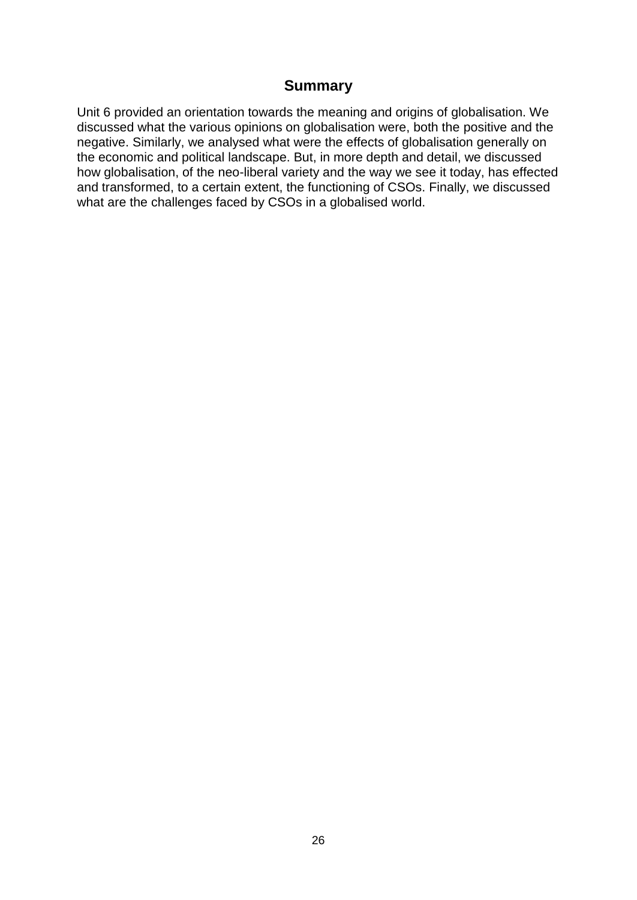## Summary

Unit 6 provided an orientation towards the meaning and origins of globalisation. We discussed what the various opinions on globalisation were, both the positive and the negative. Similarly, we analysed what were the effects of globalisation generally on the economic and political landscape. But, in more depth and detail, we discussed how globalisation, of the neo-liberal variety and the way we see it today, has effected and transformed, to a certain extent, the functioning of CSOs. Finally, we discussed what are the challenges faced by CSOs in a globalised world.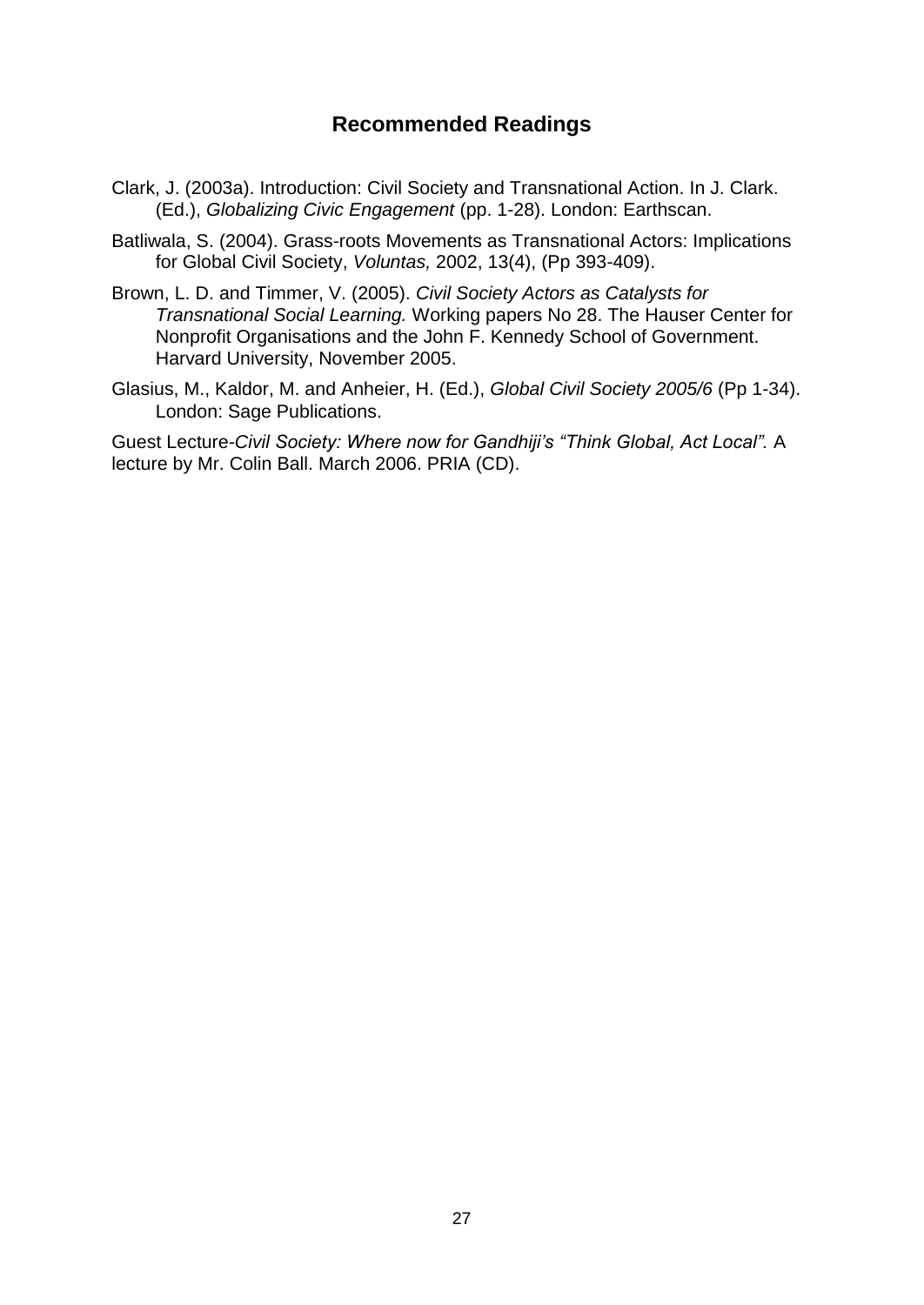## Recommended Readings

Clark, J. (2003a). Introduction: Civil Society and Transnational Action. In J. Clark. (Ed.), *Globalizing Civic Engagement* (pp. 1-28). London: Earthscan.

Batliwala, S. (2004). Grass-roots Movements as Transnational Actors: Implications for Global Civil Society, *Voluntas,* 2002, 13(4), (Pp 393-409).

Brown, L. D. and Timmer, V. (2005). *Civil Society Actors as Catalysts for Transnational Social Learning.* Working papers No 28. The Hauser Center for Nonprofit Organisations and the John F. Kennedy School of Government. Harvard University, November 2005.

Glasius, M., Kaldor, M. and Anheier, H. (Ed.), *Global Civil Society 2005/6* (Pp 1-34). London: Sage Publications.

Guest Lecture-*Civil Society: Where now for Gandhiji's "Think Global, Act Local".* A lecture by Mr. Colin Ball. March 2006. PRIA (CD).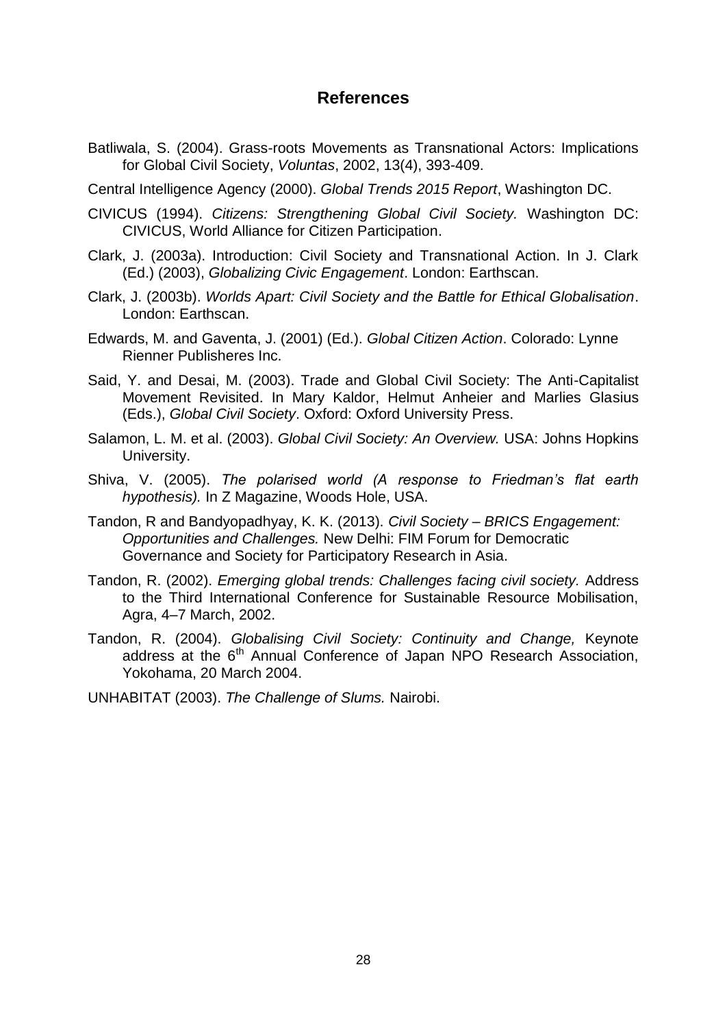## References

Batliwala, S. (2004). Grass-roots Movements as Transnational Actors: Implications for Global Civil Society, *Voluntas*, 2002, 13(4), 393-409.

Central Intelligence Agency (2000). *Global Trends 2015 Report*, Washington DC.

CIVICUS (1994). *Citizens: Strengthening Global Civil Society.* Washington DC: CIVICUS, World Alliance for Citizen Participation.

Clark, J. (2003a). Introduction: Civil Society and Transnational Action. In J. Clark (Ed.) (2003), *Globalizing Civic Engagement*. London: Earthscan.

Clark, J. (2003b). *Worlds Apart: Civil Society and the Battle for Ethical Globalisation*. London: Earthscan.

Edwards, M. and Gaventa, J. (2001) (Ed.). *Global Citizen Action*. Colorado: Lynne Rienner Publisheres Inc.

Said, Y. and Desai, M. (2003). Trade and Global Civil Society: The Anti-Capitalist Movement Revisited. In Mary Kaldor, Helmut Anheier and Marlies Glasius (Eds.), *Global Civil Society*. Oxford: Oxford University Press.

Salamon, L. M. et al. (2003). *Global Civil Society: An Overview.* USA: Johns Hopkins University.

Shiva, V. (2005). *The polarised world (A response to Friedman's flat earth hypothesis).* In Z Magazine, Woods Hole, USA.

Tandon, R and Bandyopadhyay, K. K. (2013). *Civil Society – BRICS Engagement: Opportunities and Challenges.* New Delhi: FIM Forum for Democratic Governance and Society for Participatory Research in Asia.

Tandon, R. (2002). *Emerging global trends: Challenges facing civil society.* Address to the Third International Conference for Sustainable Resource Mobilisation, Agra, 4–7 March, 2002.

Tandon, R. (2004). *Globalising Civil Society: Continuity and Change,* Keynote address at the 6th Annual Conference of Japan NPO Research Association, Yokohama, 20 March 2004.

UNHABITAT (2003). *The Challenge of Slums.* Nairobi.